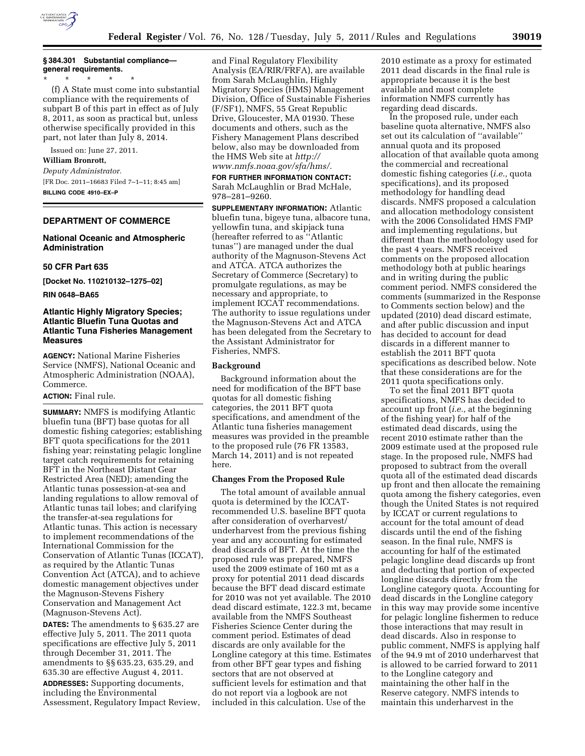**§ 384.301 Substantial compliance—general requirements.**

\* \* \* \* \*

(f) A State must come into substantial compliance with the requirements of subpart B of this part in effect as of July 8, 2011, as soon as practical but, unless otherwise specifically provided in this part, not later than July 8, 2014.

Issued on: June 27, 2011.

**William Bronrott,**

*Deputy Administrator.*

[FR Doc. 2011–16683 Filed 7–1–11; 8:45 am]

**BILLING CODE 4910–EX–P**

## DEPARTMENT OF COMMERCE

### National Oceanic and Atmospheric Administration

### 50 CFR Part 635

**[Docket No. 110210132–1275–02]**

**RIN 0648–BA65**

### Atlantic Highly Migratory Species; Atlantic Bluefin Tuna Quotas and Atlantic Tuna Fisheries Management Measures

**AGENCY:** National Marine Fisheries Service (NMFS), National Oceanic and Atmospheric Administration (NOAA), Commerce.

**ACTION:** Final rule.

**SUMMARY:** NMFS is modifying Atlantic bluefin tuna (BFT) base quotas for all domestic fishing categories; establishing BFT quota specifications for the 2011 fishing year; reinstating pelagic longline target catch requirements for retaining BFT in the Northeast Distant Gear Restricted Area (NED); amending the Atlantic tunas possession-at-sea and landing regulations to allow removal of Atlantic tunas tail lobes; and clarifying the transfer-at-sea regulations for Atlantic tunas. This action is necessary to implement recommendations of the International Commission for the Conservation of Atlantic Tunas (ICCAT), as required by the Atlantic Tunas Convention Act (ATCA), and to achieve domestic management objectives under the Magnuson-Stevens Fishery Conservation and Management Act (Magnuson-Stevens Act).

**DATES:** The amendments to § 635.27 are effective July 5, 2011. The 2011 quota specifications are effective July 5, 2011 through December 31, 2011. The amendments to §§ 635.23, 635.29, and 635.30 are effective August 4, 2011.

**ADDRESSES:** Supporting documents, including the Environmental Assessment, Regulatory Impact Review, and Final Regulatory Flexibility Analysis (EA/RIR/FRFA), are available from Sarah McLaughlin, Highly Migratory Species (HMS) Management Division, Office of Sustainable Fisheries (F/SF1), NMFS, 55 Great Republic Drive, Gloucester, MA 01930. These documents and others, such as the Fishery Management Plans described below, also may be downloaded from the HMS Web site at *http://www.nmfs.noaa.gov/sfa/hms/.*

**FOR FURTHER INFORMATION CONTACT:** Sarah McLaughlin or Brad McHale, 978–281–9260.

**SUPPLEMENTARY INFORMATION:** Atlantic bluefin tuna, bigeye tuna, albacore tuna, yellowfin tuna, and skipjack tuna (hereafter referred to as "Atlantic tunas") are managed under the dual authority of the Magnuson-Stevens Act and ATCA. ATCA authorizes the Secretary of Commerce (Secretary) to promulgate regulations, as may be necessary and appropriate, to implement ICCAT recommendations. The authority to issue regulations under the Magnuson-Stevens Act and ATCA has been delegated from the Secretary to the Assistant Administrator for Fisheries, NMFS.

#### Background

Background information about the need for modification of the BFT base quotas for all domestic fishing categories, the 2011 BFT quota specifications, and amendment of the Atlantic tuna fisheries management measures was provided in the preamble to the proposed rule (76 FR 13583, March 14, 2011) and is not repeated here.

#### Changes From the Proposed Rule

The total amount of available annual quota is determined by the ICCAT-recommended U.S. baseline BFT quota after consideration of overharvest/underharvest from the previous fishing year and any accounting for estimated dead discards of BFT. At the time the proposed rule was prepared, NMFS used the 2009 estimate of 160 mt as a proxy for potential 2011 dead discards because the BFT dead discard estimate for 2010 was not yet available. The 2010 dead discard estimate, 122.3 mt, became available from the NMFS Southeast Fisheries Science Center during the comment period. Estimates of dead discards are only available for the Longline category at this time. Estimates from other BFT gear types and fishing sectors that are not observed at sufficient levels for estimation and that do not report via a logbook are not included in this calculation. Use of the 2010 estimate as a proxy for estimated 2011 dead discards in the final rule is appropriate because it is the best available and most complete information NMFS currently has regarding dead discards.

In the proposed rule, under each baseline quota alternative, NMFS also set out its calculation of "available" annual quota and its proposed allocation of that available quota among the commercial and recreational domestic fishing categories (*i.e.,* quota specifications), and its proposed methodology for handling dead discards. NMFS proposed a calculation and allocation methodology consistent with the 2006 Consolidated HMS FMP and implementing regulations, but different than the methodology used for the past 4 years. NMFS received comments on the proposed allocation methodology both at public hearings and in writing during the public comment period. NMFS considered the comments (summarized in the Response to Comments section below) and the updated (2010) dead discard estimate, and after public discussion and input has decided to account for dead discards in a different manner to establish the 2011 BFT quota specifications as described below. Note that these considerations are for the 2011 quota specifications only.

To set the final 2011 BFT quota specifications, NMFS has decided to account up front (*i.e.,* at the beginning of the fishing year) for half of the estimated dead discards, using the recent 2010 estimate rather than the 2009 estimate used at the proposed rule stage. In the proposed rule, NMFS had proposed to subtract from the overall quota all of the estimated dead discards up front and then allocate the remaining quota among the fishery categories, even though the United States is not required by ICCAT or current regulations to account for the total amount of dead discards until the end of the fishing season. In the final rule, NMFS is accounting for half of the estimated pelagic longline dead discards up front and deducting that portion of expected longline discards directly from the Longline category quota. Accounting for dead discards in the Longline category in this way may provide some incentive for pelagic longline fishermen to reduce those interactions that may result in dead discards. Also in response to public comment, NMFS is applying half of the 94.9 mt of 2010 underharvest that is allowed to be carried forward to 2011 to the Longline category and maintaining the other half in the Reserve category. NMFS intends to maintain this underharvest in the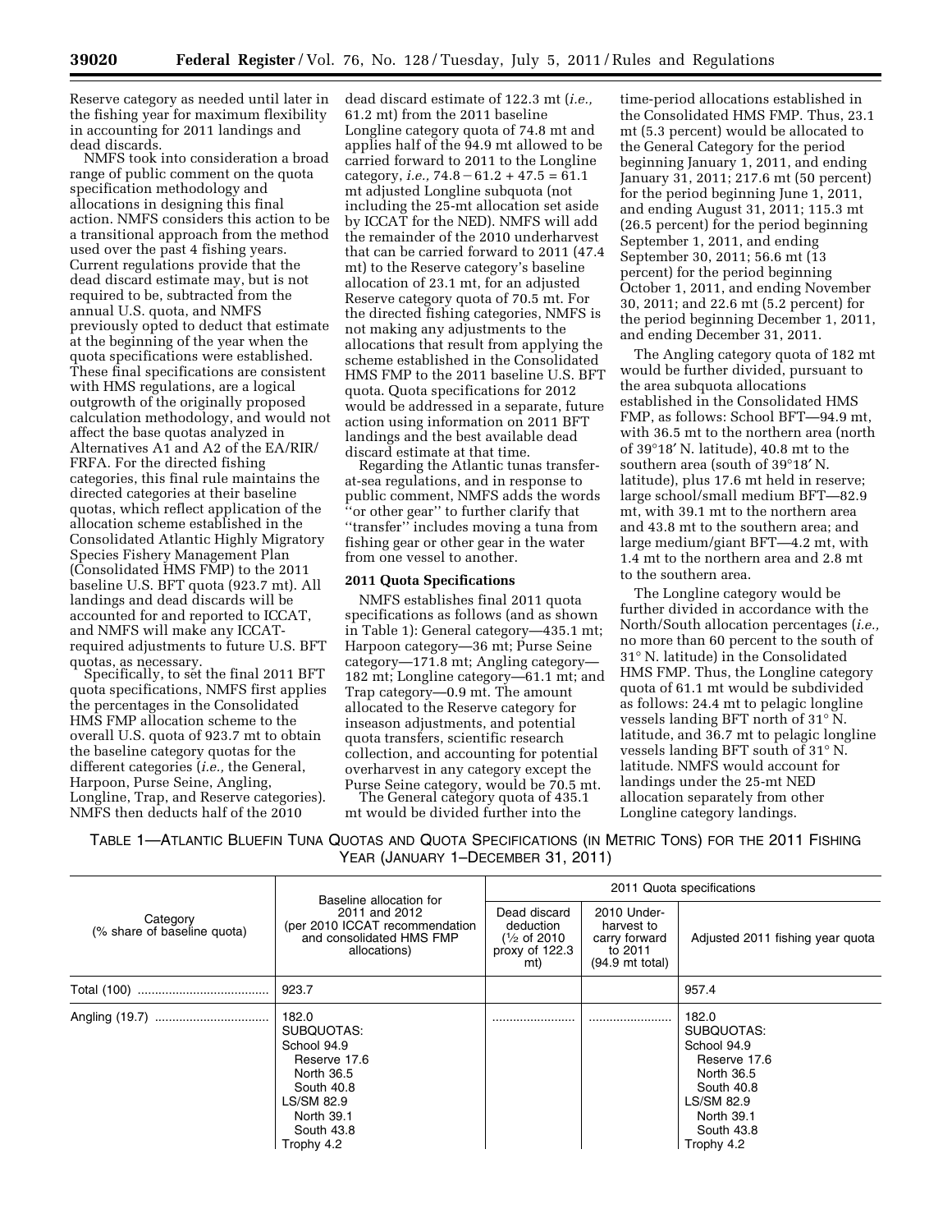Reserve category as needed until later in the fishing year for maximum flexibility in accounting for 2011 landings and dead discards.

NMFS took into consideration a broad range of public comment on the quota specification methodology and allocations in designing this final action. NMFS considers this action to be a transitional approach from the method used over the past 4 fishing years. Current regulations provide that the dead discard estimate may, but is not required to be, subtracted from the annual U.S. quota, and NMFS previously opted to deduct that estimate at the beginning of the year when the quota specifications were established. These final specifications are consistent with HMS regulations, are a logical outgrowth of the originally proposed calculation methodology, and would not affect the base quotas analyzed in Alternatives A1 and A2 of the EA/RIR/FRFA. For the directed fishing categories, this final rule maintains the directed categories at their baseline quotas, which reflect application of the allocation scheme established in the Consolidated Atlantic Highly Migratory Species Fishery Management Plan (Consolidated HMS FMP) to the 2011 baseline U.S. BFT quota (923.7 mt). All landings and dead discards will be accounted for and reported to ICCAT, and NMFS will make any ICCAT-required adjustments to future U.S. BFT quotas, as necessary.

Specifically, to set the final 2011 BFT quota specifications, NMFS first applies the percentages in the Consolidated HMS FMP allocation scheme to the overall U.S. quota of 923.7 mt to obtain the baseline category quotas for the different categories (*i.e.,* the General, Harpoon, Purse Seine, Angling, Longline, Trap, and Reserve categories). NMFS then deducts half of the 2010 dead discard estimate of 122.3 mt (*i.e.,* 61.2 mt) from the 2011 baseline Longline category quota of 74.8 mt and applies half of the 94.9 mt allowed to be carried forward to 2011 to the Longline category, *i.e.,* 74.8 − 61.2 + 47.5 = 61.1 mt adjusted Longline subquota (not including the 25-mt allocation set aside by ICCAT for the NED). NMFS will add the remainder of the 2010 underharvest that can be carried forward to 2011 (47.4 mt) to the Reserve category's baseline allocation of 23.1 mt, for an adjusted Reserve category quota of 70.5 mt. For the directed fishing categories, NMFS is not making any adjustments to the allocations that result from applying the scheme established in the Consolidated HMS FMP to the 2011 baseline U.S. BFT quota. Quota specifications for 2012 would be addressed in a separate, future action using information on 2011 BFT landings and the best available dead discard estimate at that time.

Regarding the Atlantic tunas transfer-at-sea regulations, and in response to public comment, NMFS adds the words "or other gear" to further clarify that "transfer" includes moving a tuna from fishing gear or other gear in the water from one vessel to another.

### 2011 Quota Specifications

NMFS establishes final 2011 quota specifications as follows (and as shown in Table 1): General category—435.1 mt; Harpoon category—36 mt; Purse Seine category—171.8 mt; Angling category—182 mt; Longline category—61.1 mt; and Trap category—0.9 mt. The amount allocated to the Reserve category for inseason adjustments, and potential quota transfers, scientific research collection, and accounting for potential overharvest in any category except the Purse Seine category, would be 70.5 mt.

The General category quota of 435.1 mt would be divided further into the time-period allocations established in the Consolidated HMS FMP. Thus, 23.1 mt (5.3 percent) would be allocated to the General Category for the period beginning January 1, 2011, and ending January 31, 2011; 217.6 mt (50 percent) for the period beginning June 1, 2011, and ending August 31, 2011; 115.3 mt (26.5 percent) for the period beginning September 1, 2011, and ending September 30, 2011; 56.6 mt (13 percent) for the period beginning October 1, 2011, and ending November 30, 2011; and 22.6 mt (5.2 percent) for the period beginning December 1, 2011, and ending December 31, 2011.

The Angling category quota of 182 mt would be further divided, pursuant to the area subquota allocations established in the Consolidated HMS FMP, as follows: School BFT—94.9 mt, with 36.5 mt to the northern area (north of 39°18′ N. latitude), 40.8 mt to the southern area (south of 39°18′ N. latitude), plus 17.6 mt held in reserve; large school/small medium BFT—82.9 mt, with 39.1 mt to the northern area and 43.8 mt to the southern area; and large medium/giant BFT—4.2 mt, with 1.4 mt to the northern area and 2.8 mt to the southern area.

The Longline category would be further divided in accordance with the North/South allocation percentages (*i.e.,* no more than 60 percent to the south of 31° N. latitude) in the Consolidated HMS FMP. Thus, the Longline category quota of 61.1 mt would be subdivided as follows: 24.4 mt to pelagic longline vessels landing BFT north of 31° N. latitude, and 36.7 mt to pelagic longline vessels landing BFT south of 31° N. latitude. NMFS would account for landings under the 25-mt NED allocation separately from other Longline category landings.

TABLE 1—ATLANTIC BLUEFIN TUNA QUOTAS AND QUOTA SPECIFICATIONS (IN METRIC TONS) FOR THE 2011 FISHING YEAR (JANUARY 1–DECEMBER 31, 2011)

| Category (% share of baseline quota) | Baseline allocation for 2011 and 2012 (per 2010 ICCAT recommendation and consolidated HMS FMP allocations) | 2011 Quota specifications | | |
|---|---|---|---|---|
| | | Dead discard deduction (½ of 2010 proxy of 122.3 mt) | 2010 Under-harvest to carry forward to 2011 (94.9 mt total) | Adjusted 2011 fishing year quota |
| Total (100) | 923.7 | | | 957.4 |
| Angling (19.7) | 182.0<br>SUBQUOTAS:<br>School 94.9<br>Reserve 17.6<br>North 36.5<br>South 40.8<br>LS/SM 82.9<br>North 39.1<br>South 43.8<br>Trophy 4.2 | .................... | .................... | 182.0<br>SUBQUOTAS:<br>School 94.9<br>Reserve 17.6<br>North 36.5<br>South 40.8<br>LS/SM 82.9<br>North 39.1<br>South 43.8<br>Trophy 4.2 |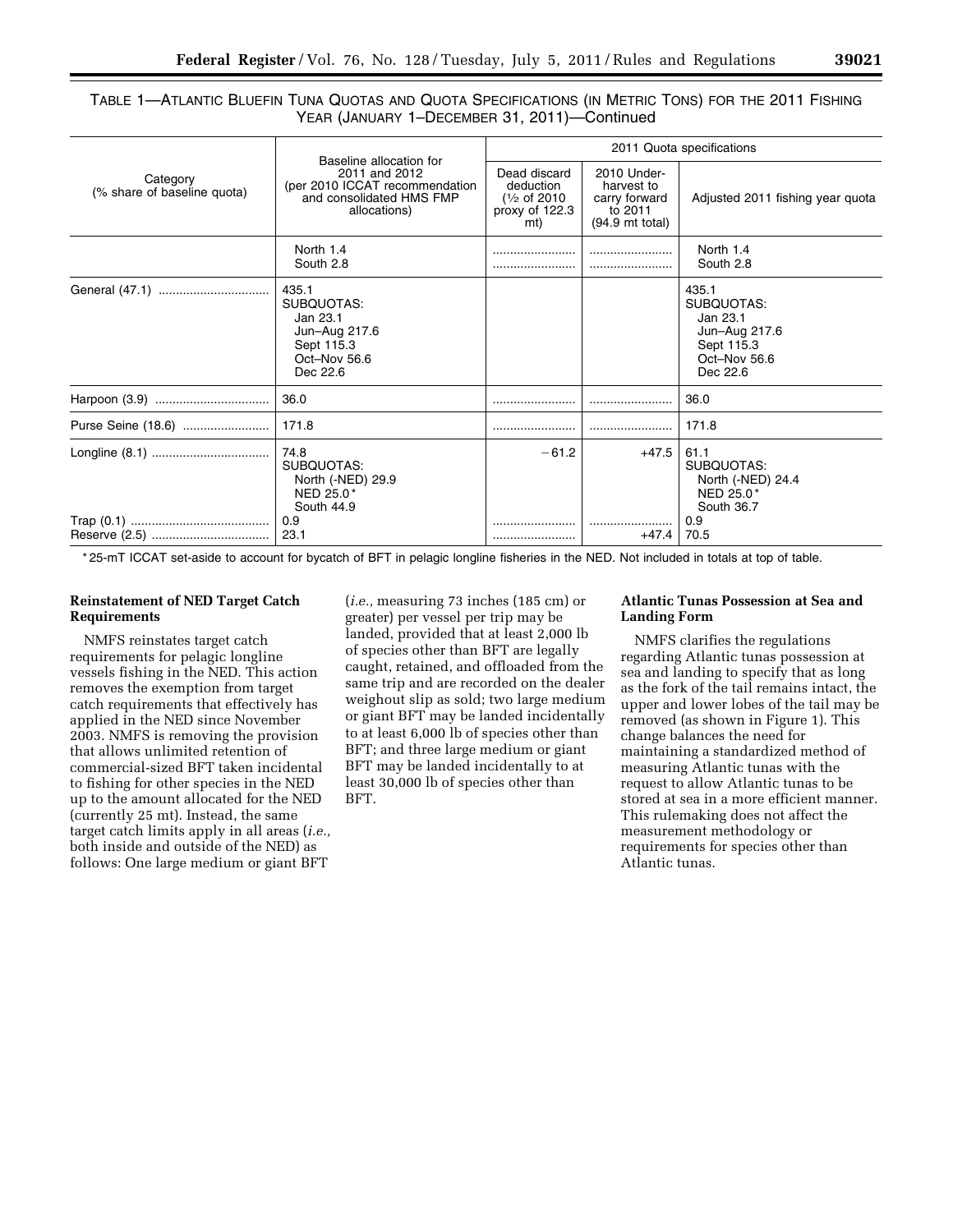TABLE 1—ATLANTIC BLUEFIN TUNA QUOTAS AND QUOTA SPECIFICATIONS (IN METRIC TONS) FOR THE 2011 FISHING YEAR (JANUARY 1–DECEMBER 31, 2011)—Continued

| Category (% share of baseline quota) | Baseline allocation for 2011 and 2012 (per 2010 ICCAT recommendation and consolidated HMS FMP allocations) | 2011 Quota specifications | | |
|---|---|---|---|---|
| | | Dead discard deduction (½ of 2010 proxy of 122.3 mt) | 2010 Under-harvest to carry forward to 2011 (94.9 mt total) | Adjusted 2011 fishing year quota |
| | North 1.4<br>South 2.8 | ........................<br>........................ | ........................<br>........................ | North 1.4<br>South 2.8 |
| General (47.1) ................................ | 435.1<br>SUBQUOTAS:<br>Jan 23.1<br>Jun–Aug 217.6<br>Sept 115.3<br>Oct–Nov 56.6<br>Dec 22.6 | | | 435.1<br>SUBQUOTAS:<br>Jan 23.1<br>Jun–Aug 217.6<br>Sept 115.3<br>Oct–Nov 56.6<br>Dec 22.6 |
| Harpoon (3.9) ................................ | 36.0 | ........................ | ........................ | 36.0 |
| Purse Seine (18.6) ......................... | 171.8 | ........................ | ........................ | 171.8 |
| Longline (8.1) .................................. | 74.8<br>SUBQUOTAS:<br>North (-NED) 29.9<br>NED 25.0*<br>South 44.9 | −61.2 | +47.5 | 61.1<br>SUBQUOTAS:<br>North (-NED) 24.4<br>NED 25.0*<br>South 36.7 |
| Trap (0.1) ........................................ | 0.9 | ........................ | ........................ | 0.9 |
| Reserve (2.5) .................................. | 23.1 | ........................ | +47.4 | 70.5 |

*25-mT ICCAT set-aside to account for bycatch of BFT in pelagic longline fisheries in the NED. Not included in totals at top of table.

**Reinstatement of NED Target Catch Requirements**

NMFS reinstates target catch requirements for pelagic longline vessels fishing in the NED. This action removes the exemption from target catch requirements that effectively has applied in the NED since November 2003. NMFS is removing the provision that allows unlimited retention of commercial-sized BFT taken incidental to fishing for other species in the NED up to the amount allocated for the NED (currently 25 mt). Instead, the same target catch limits apply in all areas (*i.e.,* both inside and outside of the NED) as follows: One large medium or giant BFT (*i.e.,* measuring 73 inches (185 cm) or greater) per vessel per trip may be landed, provided that at least 2,000 lb of species other than BFT are legally caught, retained, and offloaded from the same trip and are recorded on the dealer weighout slip as sold; two large medium or giant BFT may be landed incidentally to at least 6,000 lb of species other than BFT; and three large medium or giant BFT may be landed incidentally to at least 30,000 lb of species other than BFT.

**Atlantic Tunas Possession at Sea and Landing Form**

NMFS clarifies the regulations regarding Atlantic tunas possession at sea and landing to specify that as long as the fork of the tail remains intact, the upper and lower lobes of the tail may be removed (as shown in Figure 1). This change balances the need for maintaining a standardized method of measuring Atlantic tunas with the request to allow Atlantic tunas to be stored at sea in a more efficient manner. This rulemaking does not affect the measurement methodology or requirements for species other than Atlantic tunas.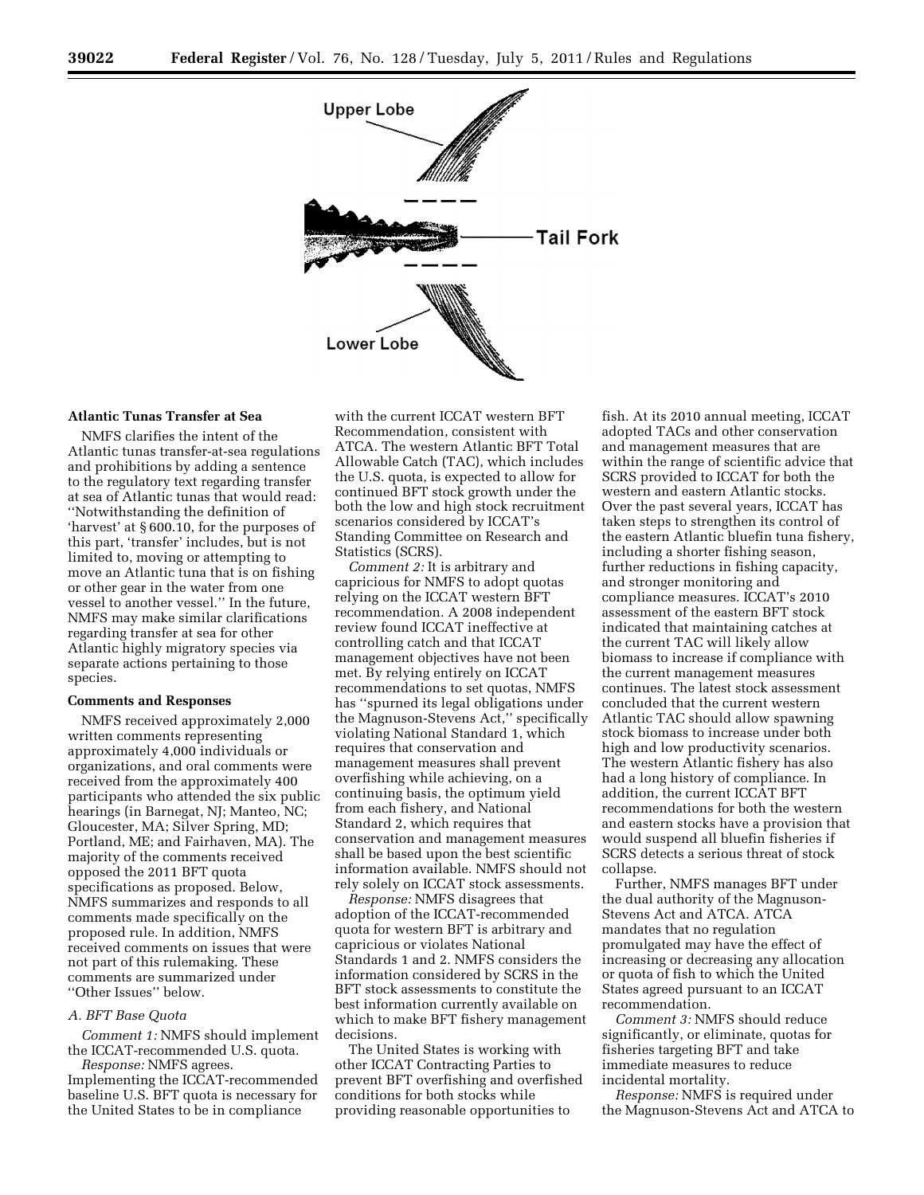**Atlantic Tunas Transfer at Sea**

NMFS clarifies the intent of the Atlantic tunas transfer-at-sea regulations and prohibitions by adding a sentence to the regulatory text regarding transfer at sea of Atlantic tunas that would read: ''Notwithstanding the definition of 'harvest' at § 600.10, for the purposes of this part, 'transfer' includes, but is not limited to, moving or attempting to move an Atlantic tuna that is on fishing or other gear in the water from one vessel to another vessel.'' In the future, NMFS may make similar clarifications regarding transfer at sea for other Atlantic highly migratory species via separate actions pertaining to those species.

**Comments and Responses**

NMFS received approximately 2,000 written comments representing approximately 4,000 individuals or organizations, and oral comments were received from the approximately 400 participants who attended the six public hearings (in Barnegat, NJ; Manteo, NC; Gloucester, MA; Silver Spring, MD; Portland, ME; and Fairhaven, MA). The majority of the comments received opposed the 2011 BFT quota specifications as proposed. Below, NMFS summarizes and responds to all comments made specifically on the proposed rule. In addition, NMFS received comments on issues that were not part of this rulemaking. These comments are summarized under ''Other Issues'' below.

*A. BFT Base Quota*

*Comment 1:* NMFS should implement the ICCAT-recommended U.S. quota.

*Response:* NMFS agrees. Implementing the ICCAT-recommended baseline U.S. BFT quota is necessary for the United States to be in compliance with the current ICCAT western BFT Recommendation, consistent with ATCA. The western Atlantic BFT Total Allowable Catch (TAC), which includes the U.S. quota, is expected to allow for continued BFT stock growth under the both the low and high stock recruitment scenarios considered by ICCAT's Standing Committee on Research and Statistics (SCRS).

*Comment 2:* It is arbitrary and capricious for NMFS to adopt quotas relying on the ICCAT western BFT recommendation. A 2008 independent review found ICCAT ineffective at controlling catch and that ICCAT management objectives have not been met. By relying entirely on ICCAT recommendations to set quotas, NMFS has ''spurned its legal obligations under the Magnuson-Stevens Act,'' specifically violating National Standard 1, which requires that conservation and management measures shall prevent overfishing while achieving, on a continuing basis, the optimum yield from each fishery, and National Standard 2, which requires that conservation and management measures shall be based upon the best scientific information available. NMFS should not rely solely on ICCAT stock assessments.

*Response:* NMFS disagrees that adoption of the ICCAT-recommended quota for western BFT is arbitrary and capricious or violates National Standards 1 and 2. NMFS considers the information considered by SCRS in the BFT stock assessments to constitute the best information currently available on which to make BFT fishery management decisions.

The United States is working with other ICCAT Contracting Parties to prevent BFT overfishing and overfished conditions for both stocks while providing reasonable opportunities to fish. At its 2010 annual meeting, ICCAT adopted TACs and other conservation and management measures that are within the range of scientific advice that SCRS provided to ICCAT for both the western and eastern Atlantic stocks. Over the past several years, ICCAT has taken steps to strengthen its control of the eastern Atlantic bluefin tuna fishery, including a shorter fishing season, further reductions in fishing capacity, and stronger monitoring and compliance measures. ICCAT's 2010 assessment of the eastern BFT stock indicated that maintaining catches at the current TAC will likely allow biomass to increase if compliance with the current management measures continues. The latest stock assessment concluded that the current western Atlantic TAC should allow spawning stock biomass to increase under both high and low productivity scenarios. The western Atlantic fishery has also had a long history of compliance. In addition, the current ICCAT BFT recommendations for both the western and eastern stocks have a provision that would suspend all bluefin fisheries if SCRS detects a serious threat of stock collapse.

Further, NMFS manages BFT under the dual authority of the Magnuson-Stevens Act and ATCA. ATCA mandates that no regulation promulgated may have the effect of increasing or decreasing any allocation or quota of fish to which the United States agreed pursuant to an ICCAT recommendation.

*Comment 3:* NMFS should reduce significantly, or eliminate, quotas for fisheries targeting BFT and take immediate measures to reduce incidental mortality.

*Response:* NMFS is required under the Magnuson-Stevens Act and ATCA to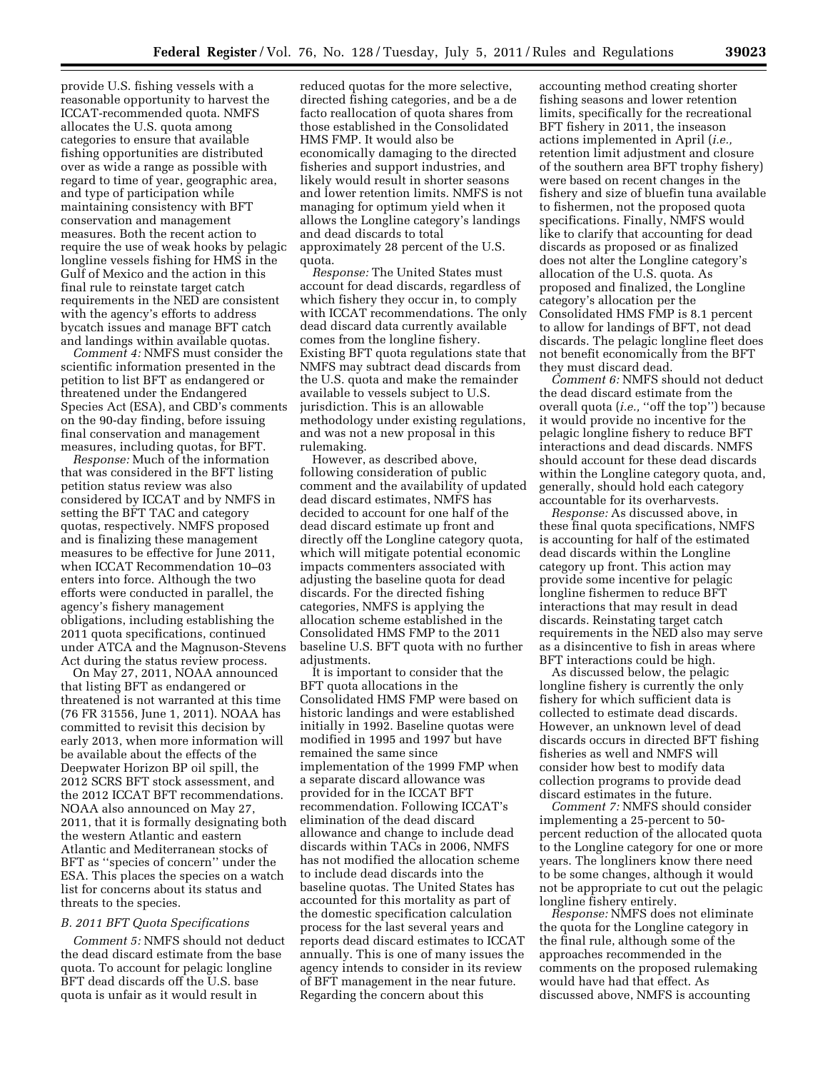provide U.S. fishing vessels with a reasonable opportunity to harvest the ICCAT-recommended quota. NMFS allocates the U.S. quota among categories to ensure that available fishing opportunities are distributed over as wide a range as possible with regard to time of year, geographic area, and type of participation while maintaining consistency with BFT conservation and management measures. Both the recent action to require the use of weak hooks by pelagic longline vessels fishing for HMS in the Gulf of Mexico and the action in this final rule to reinstate target catch requirements in the NED are consistent with the agency's efforts to address bycatch issues and manage BFT catch and landings within available quotas.

*Comment 4:* NMFS must consider the scientific information presented in the petition to list BFT as endangered or threatened under the Endangered Species Act (ESA), and CBD's comments on the 90-day finding, before issuing final conservation and management measures, including quotas, for BFT.

*Response:* Much of the information that was considered in the BFT listing petition status review was also considered by ICCAT and by NMFS in setting the BFT TAC and category quotas, respectively. NMFS proposed and is finalizing these management measures to be effective for June 2011, when ICCAT Recommendation 10–03 enters into force. Although the two efforts were conducted in parallel, the agency's fishery management obligations, including establishing the 2011 quota specifications, continued under ATCA and the Magnuson-Stevens Act during the status review process.

On May 27, 2011, NOAA announced that listing BFT as endangered or threatened is not warranted at this time (76 FR 31556, June 1, 2011). NOAA has committed to revisit this decision by early 2013, when more information will be available about the effects of the Deepwater Horizon BP oil spill, the 2012 SCRS BFT stock assessment, and the 2012 ICCAT BFT recommendations. NOAA also announced on May 27, 2011, that it is formally designating both the western Atlantic and eastern Atlantic and Mediterranean stocks of BFT as "species of concern" under the ESA. This places the species on a watch list for concerns about its status and threats to the species.

### B. 2011 BFT Quota Specifications

*Comment 5:* NMFS should not deduct the dead discard estimate from the base quota. To account for pelagic longline BFT dead discards off the U.S. base quota is unfair as it would result in reduced quotas for the more selective, directed fishing categories, and be a de facto reallocation of quota shares from those established in the Consolidated HMS FMP. It would also be economically damaging to the directed fisheries and support industries, and likely would result in shorter seasons and lower retention limits. NMFS is not managing for optimum yield when it allows the Longline category's landings and dead discards to total approximately 28 percent of the U.S. quota.

*Response:* The United States must account for dead discards, regardless of which fishery they occur in, to comply with ICCAT recommendations. The only dead discard data currently available comes from the longline fishery. Existing BFT quota regulations state that NMFS may subtract dead discards from the U.S. quota and make the remainder available to vessels subject to U.S. jurisdiction. This is an allowable methodology under existing regulations, and was not a new proposal in this rulemaking.

However, as described above, following consideration of public comment and the availability of updated dead discard estimates, NMFS has decided to account for one half of the dead discard estimate up front and directly off the Longline category quota, which will mitigate potential economic impacts commenters associated with adjusting the baseline quota for dead discards. For the directed fishing categories, NMFS is applying the allocation scheme established in the Consolidated HMS FMP to the 2011 baseline U.S. BFT quota with no further adjustments.

It is important to consider that the BFT quota allocations in the Consolidated HMS FMP were based on historic landings and were established initially in 1992. Baseline quotas were modified in 1995 and 1997 but have remained the same since implementation of the 1999 FMP when a separate discard allowance was provided for in the ICCAT BFT recommendation. Following ICCAT's elimination of the dead discard allowance and change to include dead discards within TACs in 2006, NMFS has not modified the allocation scheme to include dead discards into the baseline quotas. The United States has accounted for this mortality as part of the domestic specification calculation process for the last several years and reports dead discard estimates to ICCAT annually. This is one of many issues the agency intends to consider in its review of BFT management in the near future. Regarding the concern about this accounting method creating shorter fishing seasons and lower retention limits, specifically for the recreational BFT fishery in 2011, the inseason actions implemented in April (*i.e.,* retention limit adjustment and closure of the southern area BFT trophy fishery) were based on recent changes in the fishery and size of bluefin tuna available to fishermen, not the proposed quota specifications. Finally, NMFS would like to clarify that accounting for dead discards as proposed or as finalized does not alter the Longline category's allocation of the U.S. quota. As proposed and finalized, the Longline category's allocation per the Consolidated HMS FMP is 8.1 percent to allow for landings of BFT, not dead discards. The pelagic longline fleet does not benefit economically from the BFT they must discard dead.

*Comment 6:* NMFS should not deduct the dead discard estimate from the overall quota (*i.e.,* "off the top") because it would provide no incentive for the pelagic longline fishery to reduce BFT interactions and dead discards. NMFS should account for these dead discards within the Longline category quota, and, generally, should hold each category accountable for its overharvests.

*Response:* As discussed above, in these final quota specifications, NMFS is accounting for half of the estimated dead discards within the Longline category up front. This action may provide some incentive for pelagic longline fishermen to reduce BFT interactions that may result in dead discards. Reinstating target catch requirements in the NED also may serve as a disincentive to fish in areas where BFT interactions could be high.

As discussed below, the pelagic longline fishery is currently the only fishery for which sufficient data is collected to estimate dead discards. However, an unknown level of dead discards occurs in directed BFT fishing fisheries as well and NMFS will consider how best to modify data collection programs to provide dead discard estimates in the future.

*Comment 7:* NMFS should consider implementing a 25-percent to 50-percent reduction of the allocated quota to the Longline category for one or more years. The longliners know there need to be some changes, although it would not be appropriate to cut out the pelagic longline fishery entirely.

*Response:* NMFS does not eliminate the quota for the Longline category in the final rule, although some of the approaches recommended in the comments on the proposed rulemaking would have had that effect. As discussed above, NMFS is accounting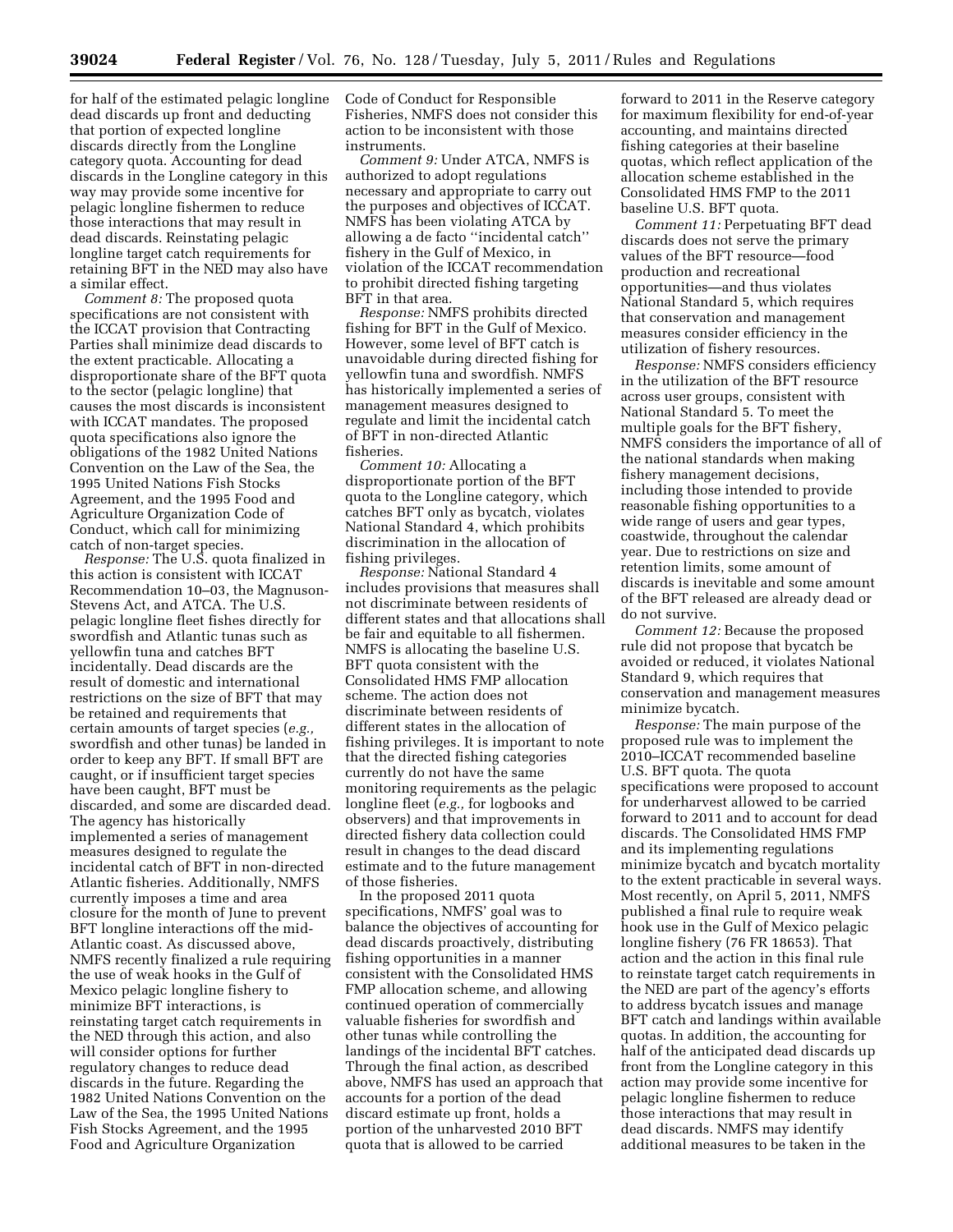for half of the estimated pelagic longline dead discards up front and deducting that portion of expected longline discards directly from the Longline category quota. Accounting for dead discards in the Longline category in this way may provide some incentive for pelagic longline fishermen to reduce those interactions that may result in dead discards. Reinstating pelagic longline target catch requirements for retaining BFT in the NED may also have a similar effect.

*Comment 8:* The proposed quota specifications are not consistent with the ICCAT provision that Contracting Parties shall minimize dead discards to the extent practicable. Allocating a disproportionate share of the BFT quota to the sector (pelagic longline) that causes the most discards is inconsistent with ICCAT mandates. The proposed quota specifications also ignore the obligations of the 1982 United Nations Convention on the Law of the Sea, the 1995 United Nations Fish Stocks Agreement, and the 1995 Food and Agriculture Organization Code of Conduct, which call for minimizing catch of non-target species.

*Response:* The U.S. quota finalized in this action is consistent with ICCAT Recommendation 10–03, the Magnuson-Stevens Act, and ATCA. The U.S. pelagic longline fleet fishes directly for swordfish and Atlantic tunas such as yellowfin tuna and catches BFT incidentally. Dead discards are the result of domestic and international restrictions on the size of BFT that may be retained and requirements that certain amounts of target species (*e.g.,* swordfish and other tunas) be landed in order to keep any BFT. If small BFT are caught, or if insufficient target species have been caught, BFT must be discarded, and some are discarded dead. The agency has historically implemented a series of management measures designed to regulate the incidental catch of BFT in non-directed Atlantic fisheries. Additionally, NMFS currently imposes a time and area closure for the month of June to prevent BFT longline interactions off the mid-Atlantic coast. As discussed above, NMFS recently finalized a rule requiring the use of weak hooks in the Gulf of Mexico pelagic longline fishery to minimize BFT interactions, is reinstating target catch requirements in the NED through this action, and also will consider options for further regulatory changes to reduce dead discards in the future. Regarding the 1982 United Nations Convention on the Law of the Sea, the 1995 United Nations Fish Stocks Agreement, and the 1995 Food and Agriculture Organization Code of Conduct for Responsible Fisheries, NMFS does not consider this action to be inconsistent with those instruments.

*Comment 9:* Under ATCA, NMFS is authorized to adopt regulations necessary and appropriate to carry out the purposes and objectives of ICCAT. NMFS has been violating ATCA by allowing a de facto "incidental catch" fishery in the Gulf of Mexico, in violation of the ICCAT recommendation to prohibit directed fishing targeting BFT in that area.

*Response:* NMFS prohibits directed fishing for BFT in the Gulf of Mexico. However, some level of BFT catch is unavoidable during directed fishing for yellowfin tuna and swordfish. NMFS has historically implemented a series of management measures designed to regulate and limit the incidental catch of BFT in non-directed Atlantic fisheries.

*Comment 10:* Allocating a disproportionate portion of the BFT quota to the Longline category, which catches BFT only as bycatch, violates National Standard 4, which prohibits discrimination in the allocation of fishing privileges.

*Response:* National Standard 4 includes provisions that measures shall not discriminate between residents of different states and that allocations shall be fair and equitable to all fishermen. NMFS is allocating the baseline U.S. BFT quota consistent with the Consolidated HMS FMP allocation scheme. The action does not discriminate between residents of different states in the allocation of fishing privileges. It is important to note that the directed fishing categories currently do not have the same monitoring requirements as the pelagic longline fleet (*e.g.,* for logbooks and observers) and that improvements in directed fishery data collection could result in changes to the dead discard estimate and to the future management of those fisheries.

In the proposed 2011 quota specifications, NMFS' goal was to balance the objectives of accounting for dead discards proactively, distributing fishing opportunities in a manner consistent with the Consolidated HMS FMP allocation scheme, and allowing continued operation of commercially valuable fisheries for swordfish and other tunas while controlling the landings of the incidental BFT catches. Through the final action, as described above, NMFS has used an approach that accounts for a portion of the dead discard estimate up front, holds a portion of the unharvested 2010 BFT quota that is allowed to be carried forward to 2011 in the Reserve category for maximum flexibility for end-of-year accounting, and maintains directed fishing categories at their baseline quotas, which reflect application of the allocation scheme established in the Consolidated HMS FMP to the 2011 baseline U.S. BFT quota.

*Comment 11:* Perpetuating BFT dead discards does not serve the primary values of the BFT resource—food production and recreational opportunities—and thus violates National Standard 5, which requires that conservation and management measures consider efficiency in the utilization of fishery resources.

*Response:* NMFS considers efficiency in the utilization of the BFT resource across user groups, consistent with National Standard 5. To meet the multiple goals for the BFT fishery, NMFS considers the importance of all of the national standards when making fishery management decisions, including those intended to provide reasonable fishing opportunities to a wide range of users and gear types, coastwide, throughout the calendar year. Due to restrictions on size and retention limits, some amount of discards is inevitable and some amount of the BFT released are already dead or do not survive.

*Comment 12:* Because the proposed rule did not propose that bycatch be avoided or reduced, it violates National Standard 9, which requires that conservation and management measures minimize bycatch.

*Response:* The main purpose of the proposed rule was to implement the 2010–ICCAT recommended baseline U.S. BFT quota. The quota specifications were proposed to account for underharvest allowed to be carried forward to 2011 and to account for dead discards. The Consolidated HMS FMP and its implementing regulations minimize bycatch and bycatch mortality to the extent practicable in several ways. Most recently, on April 5, 2011, NMFS published a final rule to require weak hook use in the Gulf of Mexico pelagic longline fishery (76 FR 18653). That action and the action in this final rule to reinstate target catch requirements in the NED are part of the agency's efforts to address bycatch issues and manage BFT catch and landings within available quotas. In addition, the accounting for half of the anticipated dead discards up front from the Longline category in this action may provide some incentive for pelagic longline fishermen to reduce those interactions that may result in dead discards. NMFS may identify additional measures to be taken in the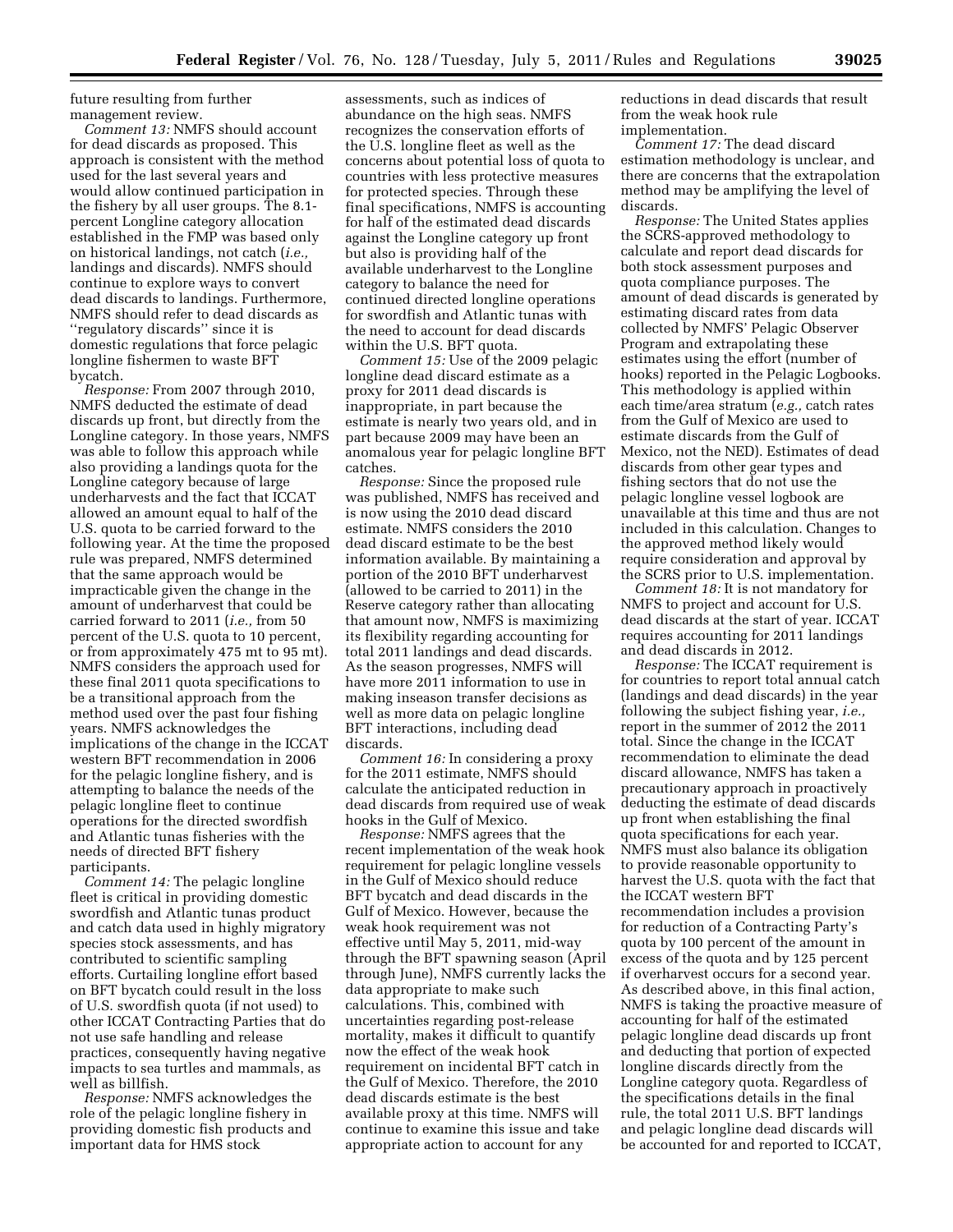future resulting from further management review.

*Comment 13:* NMFS should account for dead discards as proposed. This approach is consistent with the method used for the last several years and would allow continued participation in the fishery by all user groups. The 8.1-percent Longline category allocation established in the FMP was based only on historical landings, not catch (*i.e.,* landings and discards). NMFS should continue to explore ways to convert dead discards to landings. Furthermore, NMFS should refer to dead discards as ''regulatory discards'' since it is domestic regulations that force pelagic longline fishermen to waste BFT bycatch.

*Response:* From 2007 through 2010, NMFS deducted the estimate of dead discards up front, but directly from the Longline category. In those years, NMFS was able to follow this approach while also providing a landings quota for the Longline category because of large underharvests and the fact that ICCAT allowed an amount equal to half of the U.S. quota to be carried forward to the following year. At the time the proposed rule was prepared, NMFS determined that the same approach would be impracticable given the change in the amount of underharvest that could be carried forward to 2011 (*i.e.,* from 50 percent of the U.S. quota to 10 percent, or from approximately 475 mt to 95 mt). NMFS considers the approach used for these final 2011 quota specifications to be a transitional approach from the method used over the past four fishing years. NMFS acknowledges the implications of the change in the ICCAT western BFT recommendation in 2006 for the pelagic longline fishery, and is attempting to balance the needs of the pelagic longline fleet to continue operations for the directed swordfish and Atlantic tunas fisheries with the needs of directed BFT fishery participants.

*Comment 14:* The pelagic longline fleet is critical in providing domestic swordfish and Atlantic tunas product and catch data used in highly migratory species stock assessments, and has contributed to scientific sampling efforts. Curtailing longline effort based on BFT bycatch could result in the loss of U.S. swordfish quota (if not used) to other ICCAT Contracting Parties that do not use safe handling and release practices, consequently having negative impacts to sea turtles and mammals, as well as billfish.

*Response:* NMFS acknowledges the role of the pelagic longline fishery in providing domestic fish products and important data for HMS stock assessments, such as indices of abundance on the high seas. NMFS recognizes the conservation efforts of the U.S. longline fleet as well as the concerns about potential loss of quota to countries with less protective measures for protected species. Through these final specifications, NMFS is accounting for half of the estimated dead discards against the Longline category up front but also is providing half of the available underharvest to the Longline category to balance the need for continued directed longline operations for swordfish and Atlantic tunas with the need to account for dead discards within the U.S. BFT quota.

*Comment 15:* Use of the 2009 pelagic longline dead discard estimate as a proxy for 2011 dead discards is inappropriate, in part because the estimate is nearly two years old, and in part because 2009 may have been an anomalous year for pelagic longline BFT catches.

*Response:* Since the proposed rule was published, NMFS has received and is now using the 2010 dead discard estimate. NMFS considers the 2010 dead discard estimate to be the best information available. By maintaining a portion of the 2010 BFT underharvest (allowed to be carried to 2011) in the Reserve category rather than allocating that amount now, NMFS is maximizing its flexibility regarding accounting for total 2011 landings and dead discards. As the season progresses, NMFS will have more 2011 information to use in making inseason transfer decisions as well as more data on pelagic longline BFT interactions, including dead discards.

*Comment 16:* In considering a proxy for the 2011 estimate, NMFS should calculate the anticipated reduction in dead discards from required use of weak hooks in the Gulf of Mexico.

*Response:* NMFS agrees that the recent implementation of the weak hook requirement for pelagic longline vessels in the Gulf of Mexico should reduce BFT bycatch and dead discards in the Gulf of Mexico. However, because the weak hook requirement was not effective until May 5, 2011, mid-way through the BFT spawning season (April through June), NMFS currently lacks the data appropriate to make such calculations. This, combined with uncertainties regarding post-release mortality, makes it difficult to quantify now the effect of the weak hook requirement on incidental BFT catch in the Gulf of Mexico. Therefore, the 2010 dead discards estimate is the best available proxy at this time. NMFS will continue to examine this issue and take appropriate action to account for any reductions in dead discards that result from the weak hook rule implementation.

*Comment 17:* The dead discard estimation methodology is unclear, and there are concerns that the extrapolation method may be amplifying the level of discards.

*Response:* The United States applies the SCRS-approved methodology to calculate and report dead discards for both stock assessment purposes and quota compliance purposes. The amount of dead discards is generated by estimating discard rates from data collected by NMFS' Pelagic Observer Program and extrapolating these estimates using the effort (number of hooks) reported in the Pelagic Logbooks. This methodology is applied within each time/area stratum (*e.g.,* catch rates from the Gulf of Mexico are used to estimate discards from the Gulf of Mexico, not the NED). Estimates of dead discards from other gear types and fishing sectors that do not use the pelagic longline vessel logbook are unavailable at this time and thus are not included in this calculation. Changes to the approved method likely would require consideration and approval by the SCRS prior to U.S. implementation.

*Comment 18:* It is not mandatory for NMFS to project and account for U.S. dead discards at the start of year. ICCAT requires accounting for 2011 landings and dead discards in 2012.

*Response:* The ICCAT requirement is for countries to report total annual catch (landings and dead discards) in the year following the subject fishing year, *i.e.,* report in the summer of 2012 the 2011 total. Since the change in the ICCAT recommendation to eliminate the dead discard allowance, NMFS has taken a precautionary approach in proactively deducting the estimate of dead discards up front when establishing the final quota specifications for each year. NMFS must also balance its obligation to provide reasonable opportunity to harvest the U.S. quota with the fact that the ICCAT western BFT recommendation includes a provision for reduction of a Contracting Party's quota by 100 percent of the amount in excess of the quota and by 125 percent if overharvest occurs for a second year. As described above, in this final action, NMFS is taking the proactive measure of accounting for half of the estimated pelagic longline dead discards up front and deducting that portion of expected longline discards directly from the Longline category quota. Regardless of the specifications details in the final rule, the total 2011 U.S. BFT landings and pelagic longline dead discards will be accounted for and reported to ICCAT,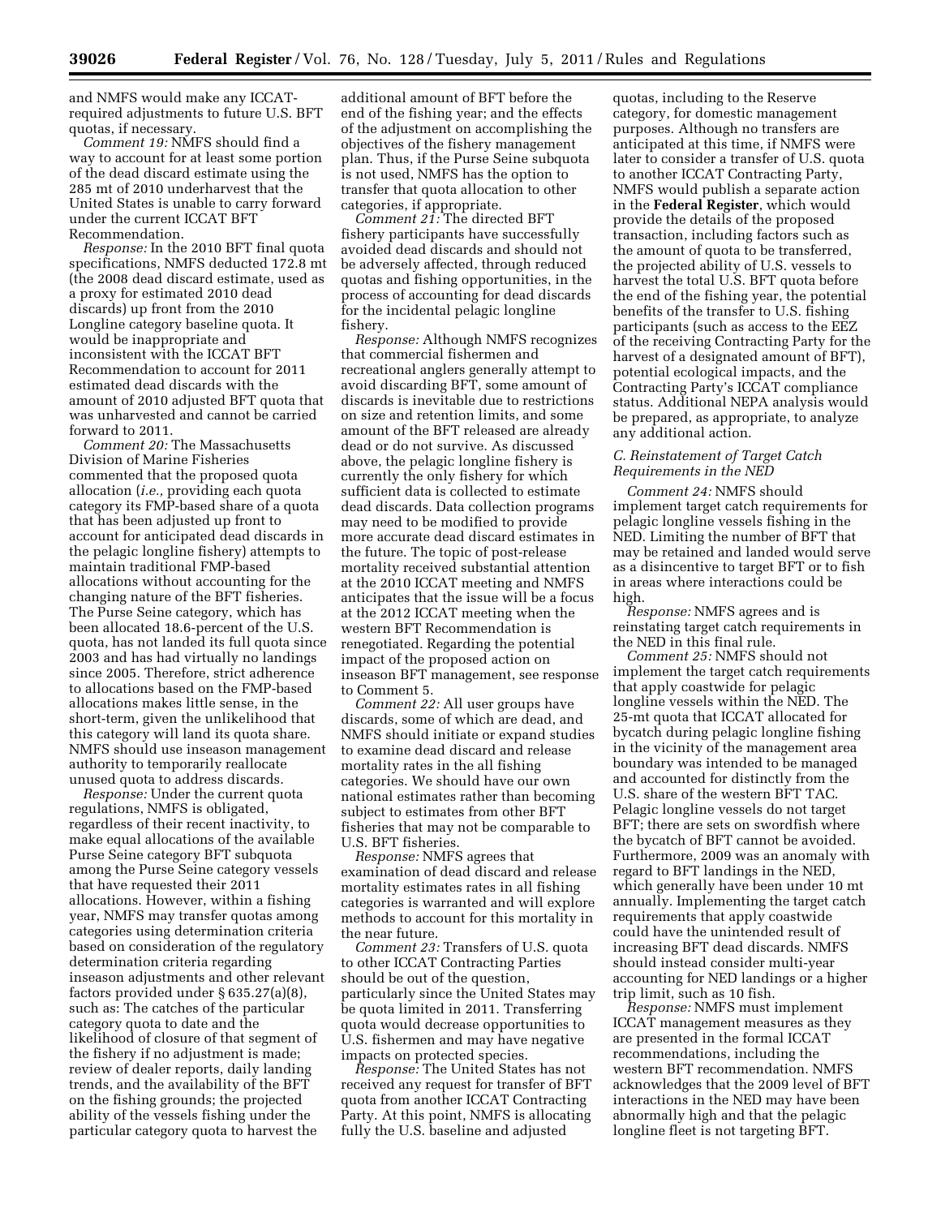and NMFS would make any ICCAT-required adjustments to future U.S. BFT quotas, if necessary.

*Comment 19:* NMFS should find a way to account for at least some portion of the dead discard estimate using the 285 mt of 2010 underharvest that the United States is unable to carry forward under the current ICCAT BFT Recommendation.

*Response:* In the 2010 BFT final quota specifications, NMFS deducted 172.8 mt (the 2008 dead discard estimate, used as a proxy for estimated 2010 dead discards) up front from the 2010 Longline category baseline quota. It would be inappropriate and inconsistent with the ICCAT BFT Recommendation to account for 2011 estimated dead discards with the amount of 2010 adjusted BFT quota that was unharvested and cannot be carried forward to 2011.

*Comment 20:* The Massachusetts Division of Marine Fisheries commented that the proposed quota allocation (*i.e.,* providing each quota category its FMP-based share of a quota that has been adjusted up front to account for anticipated dead discards in the pelagic longline fishery) attempts to maintain traditional FMP-based allocations without accounting for the changing nature of the BFT fisheries. The Purse Seine category, which has been allocated 18.6-percent of the U.S. quota, has not landed its full quota since 2003 and has had virtually no landings since 2005. Therefore, strict adherence to allocations based on the FMP-based allocations makes little sense, in the short-term, given the unlikelihood that this category will land its quota share. NMFS should use inseason management authority to temporarily reallocate unused quota to address discards.

*Response:* Under the current quota regulations, NMFS is obligated, regardless of their recent inactivity, to make equal allocations of the available Purse Seine category BFT subquota among the Purse Seine category vessels that have requested their 2011 allocations. However, within a fishing year, NMFS may transfer quotas among categories using determination criteria based on consideration of the regulatory determination criteria regarding inseason adjustments and other relevant factors provided under § 635.27(a)(8), such as: The catches of the particular category quota to date and the likelihood of closure of that segment of the fishery if no adjustment is made; review of dealer reports, daily landing trends, and the availability of the BFT on the fishing grounds; the projected ability of the vessels fishing under the particular category quota to harvest the additional amount of BFT before the end of the fishing year; and the effects of the adjustment on accomplishing the objectives of the fishery management plan. Thus, if the Purse Seine subquota is not used, NMFS has the option to transfer that quota allocation to other categories, if appropriate.

*Comment 21:* The directed BFT fishery participants have successfully avoided dead discards and should not be adversely affected, through reduced quotas and fishing opportunities, in the process of accounting for dead discards for the incidental pelagic longline fishery.

*Response:* Although NMFS recognizes that commercial fishermen and recreational anglers generally attempt to avoid discarding BFT, some amount of discards is inevitable due to restrictions on size and retention limits, and some amount of the BFT released are already dead or do not survive. As discussed above, the pelagic longline fishery is currently the only fishery for which sufficient data is collected to estimate dead discards. Data collection programs may need to be modified to provide more accurate dead discard estimates in the future. The topic of post-release mortality received substantial attention at the 2010 ICCAT meeting and NMFS anticipates that the issue will be a focus at the 2012 ICCAT meeting when the western BFT Recommendation is renegotiated. Regarding the potential impact of the proposed action on inseason BFT management, see response to Comment 5.

*Comment 22:* All user groups have discards, some of which are dead, and NMFS should initiate or expand studies to examine dead discard and release mortality rates in the all fishing categories. We should have our own national estimates rather than becoming subject to estimates from other BFT fisheries that may not be comparable to U.S. BFT fisheries.

*Response:* NMFS agrees that examination of dead discard and release mortality estimates rates in all fishing categories is warranted and will explore methods to account for this mortality in the near future.

*Comment 23:* Transfers of U.S. quota to other ICCAT Contracting Parties should be out of the question, particularly since the United States may be quota limited in 2011. Transferring quota would decrease opportunities to U.S. fishermen and may have negative impacts on protected species.

*Response:* The United States has not received any request for transfer of BFT quota from another ICCAT Contracting Party. At this point, NMFS is allocating fully the U.S. baseline and adjusted quotas, including to the Reserve category, for domestic management purposes. Although no transfers are anticipated at this time, if NMFS were later to consider a transfer of U.S. quota to another ICCAT Contracting Party, NMFS would publish a separate action in the **Federal Register**, which would provide the details of the proposed transaction, including factors such as the amount of quota to be transferred, the projected ability of U.S. vessels to harvest the total U.S. BFT quota before the end of the fishing year, the potential benefits of the transfer to U.S. fishing participants (such as access to the EEZ of the receiving Contracting Party for the harvest of a designated amount of BFT), potential ecological impacts, and the Contracting Party's ICCAT compliance status. Additional NEPA analysis would be prepared, as appropriate, to analyze any additional action.

### *C. Reinstatement of Target Catch Requirements in the NED*

*Comment 24:* NMFS should implement target catch requirements for pelagic longline vessels fishing in the NED. Limiting the number of BFT that may be retained and landed would serve as a disincentive to target BFT or to fish in areas where interactions could be high.

*Response:* NMFS agrees and is reinstating target catch requirements in the NED in this final rule.

*Comment 25:* NMFS should not implement the target catch requirements that apply coastwide for pelagic longline vessels within the NED. The 25-mt quota that ICCAT allocated for bycatch during pelagic longline fishing in the vicinity of the management area boundary was intended to be managed and accounted for distinctly from the U.S. share of the western BFT TAC. Pelagic longline vessels do not target BFT; there are sets on swordfish where the bycatch of BFT cannot be avoided. Furthermore, 2009 was an anomaly with regard to BFT landings in the NED, which generally have been under 10 mt annually. Implementing the target catch requirements that apply coastwide could have the unintended result of increasing BFT dead discards. NMFS should instead consider multi-year accounting for NED landings or a higher trip limit, such as 10 fish.

*Response:* NMFS must implement ICCAT management measures as they are presented in the formal ICCAT recommendations, including the western BFT recommendation. NMFS acknowledges that the 2009 level of BFT interactions in the NED may have been abnormally high and that the pelagic longline fleet is not targeting BFT.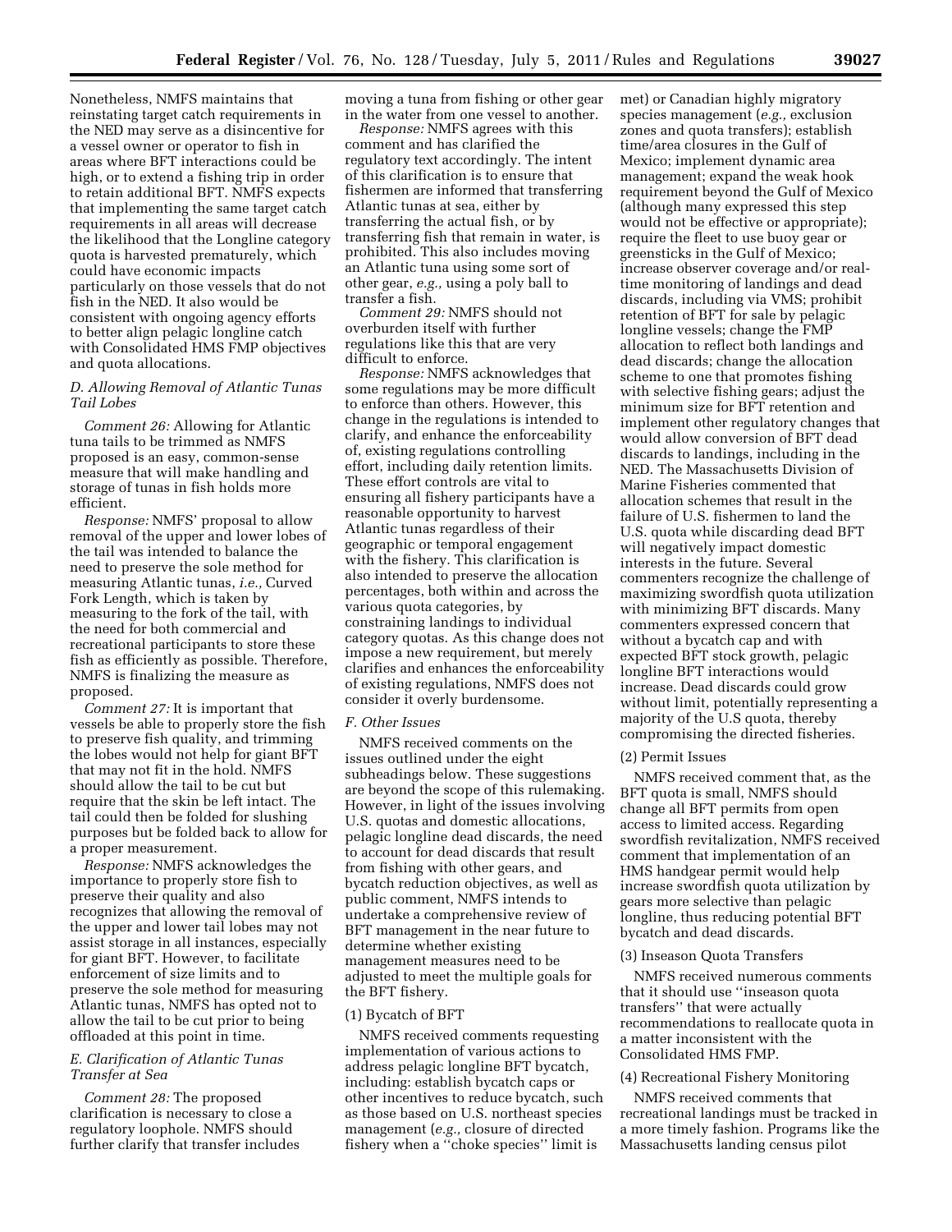Nonetheless, NMFS maintains that reinstating target catch requirements in the NED may serve as a disincentive for a vessel owner or operator to fish in areas where BFT interactions could be high, or to extend a fishing trip in order to retain additional BFT. NMFS expects that implementing the same target catch requirements in all areas will decrease the likelihood that the Longline category quota is harvested prematurely, which could have economic impacts particularly on those vessels that do not fish in the NED. It also would be consistent with ongoing agency efforts to better align pelagic longline catch with Consolidated HMS FMP objectives and quota allocations.

### D. Allowing Removal of Atlantic Tunas Tail Lobes

*Comment 26:* Allowing for Atlantic tuna tails to be trimmed as NMFS proposed is an easy, common-sense measure that will make handling and storage of tunas in fish holds more efficient.

*Response:* NMFS' proposal to allow removal of the upper and lower lobes of the tail was intended to balance the need to preserve the sole method for measuring Atlantic tunas, *i.e.,* Curved Fork Length, which is taken by measuring to the fork of the tail, with the need for both commercial and recreational participants to store these fish as efficiently as possible. Therefore, NMFS is finalizing the measure as proposed.

*Comment 27:* It is important that vessels be able to properly store the fish to preserve fish quality, and trimming the lobes would not help for giant BFT that may not fit in the hold. NMFS should allow the tail to be cut but require that the skin be left intact. The tail could then be folded for slushing purposes but be folded back to allow for a proper measurement.

*Response:* NMFS acknowledges the importance to properly store fish to preserve their quality and also recognizes that allowing the removal of the upper and lower tail lobes may not assist storage in all instances, especially for giant BFT. However, to facilitate enforcement of size limits and to preserve the sole method for measuring Atlantic tunas, NMFS has opted not to allow the tail to be cut prior to being offloaded at this point in time.

### E. Clarification of Atlantic Tunas Transfer at Sea

*Comment 28:* The proposed clarification is necessary to close a regulatory loophole. NMFS should further clarify that transfer includes moving a tuna from fishing or other gear in the water from one vessel to another.

*Response:* NMFS agrees with this comment and has clarified the regulatory text accordingly. The intent of this clarification is to ensure that fishermen are informed that transferring Atlantic tunas at sea, either by transferring the actual fish, or by transferring fish that remain in water, is prohibited. This also includes moving an Atlantic tuna using some sort of other gear, *e.g.,* using a poly ball to transfer a fish.

*Comment 29:* NMFS should not overburden itself with further regulations like this that are very difficult to enforce.

*Response:* NMFS acknowledges that some regulations may be more difficult to enforce than others. However, this change in the regulations is intended to clarify, and enhance the enforceability of, existing regulations controlling effort, including daily retention limits. These effort controls are vital to ensuring all fishery participants have a reasonable opportunity to harvest Atlantic tunas regardless of their geographic or temporal engagement with the fishery. This clarification is also intended to preserve the allocation percentages, both within and across the various quota categories, by constraining landings to individual category quotas. As this change does not impose a new requirement, but merely clarifies and enhances the enforceability of existing regulations, NMFS does not consider it overly burdensome.

### F. Other Issues

NMFS received comments on the issues outlined under the eight subheadings below. These suggestions are beyond the scope of this rulemaking. However, in light of the issues involving U.S. quotas and domestic allocations, pelagic longline dead discards, the need to account for dead discards that result from fishing with other gears, and bycatch reduction objectives, as well as public comment, NMFS intends to undertake a comprehensive review of BFT management in the near future to determine whether existing management measures need to be adjusted to meet the multiple goals for the BFT fishery.

#### (1) Bycatch of BFT

NMFS received comments requesting implementation of various actions to address pelagic longline BFT bycatch, including: establish bycatch caps or other incentives to reduce bycatch, such as those based on U.S. northeast species management (*e.g.,* closure of directed fishery when a ''choke species'' limit is met) or Canadian highly migratory species management (*e.g.,* exclusion zones and quota transfers); establish time/area closures in the Gulf of Mexico; implement dynamic area management; expand the weak hook requirement beyond the Gulf of Mexico (although many expressed this step would not be effective or appropriate); require the fleet to use buoy gear or greensticks in the Gulf of Mexico; increase observer coverage and/or real-time monitoring of landings and dead discards, including via VMS; prohibit retention of BFT for sale by pelagic longline vessels; change the FMP allocation to reflect both landings and dead discards; change the allocation scheme to one that promotes fishing with selective fishing gears; adjust the minimum size for BFT retention and implement other regulatory changes that would allow conversion of BFT dead discards to landings, including in the NED. The Massachusetts Division of Marine Fisheries commented that allocation schemes that result in the failure of U.S. fishermen to land the U.S. quota while discarding dead BFT will negatively impact domestic interests in the future. Several commenters recognize the challenge of maximizing swordfish quota utilization with minimizing BFT discards. Many commenters expressed concern that without a bycatch cap and with expected BFT stock growth, pelagic longline BFT interactions would increase. Dead discards could grow without limit, potentially representing a majority of the U.S quota, thereby compromising the directed fisheries.

#### (2) Permit Issues

NMFS received comment that, as the BFT quota is small, NMFS should change all BFT permits from open access to limited access. Regarding swordfish revitalization, NMFS received comment that implementation of an HMS handgear permit would help increase swordfish quota utilization by gears more selective than pelagic longline, thus reducing potential BFT bycatch and dead discards.

#### (3) Inseason Quota Transfers

NMFS received numerous comments that it should use ''inseason quota transfers'' that were actually recommendations to reallocate quota in a matter inconsistent with the Consolidated HMS FMP.

#### (4) Recreational Fishery Monitoring

NMFS received comments that recreational landings must be tracked in a more timely fashion. Programs like the Massachusetts landing census pilot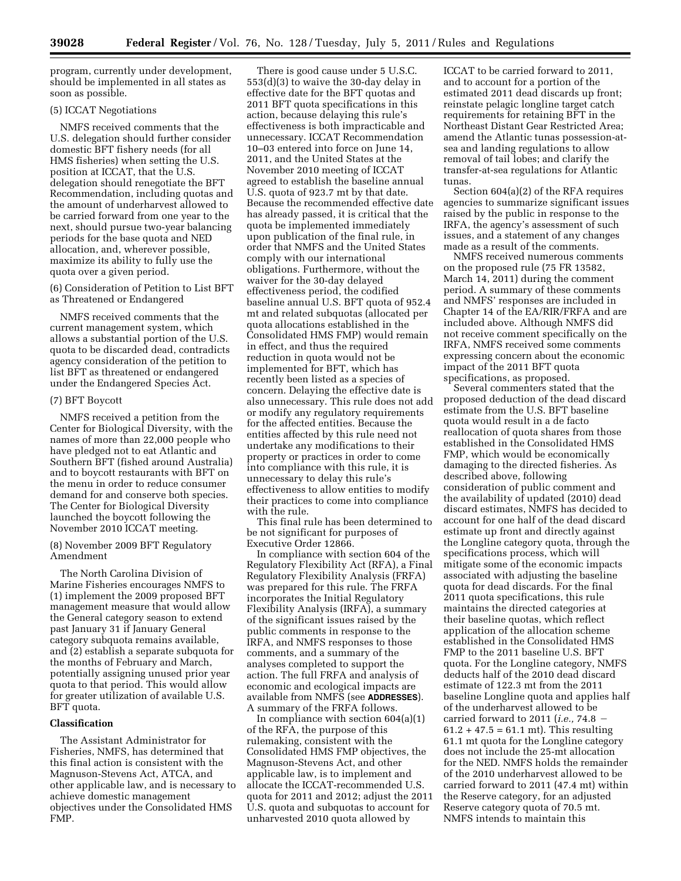program, currently under development, should be implemented in all states as soon as possible.

(5) ICCAT Negotiations

NMFS received comments that the U.S. delegation should further consider domestic BFT fishery needs (for all HMS fisheries) when setting the U.S. position at ICCAT, that the U.S. delegation should renegotiate the BFT Recommendation, including quotas and the amount of underharvest allowed to be carried forward from one year to the next, should pursue two-year balancing periods for the base quota and NED allocation, and, wherever possible, maximize its ability to fully use the quota over a given period.

(6) Consideration of Petition to List BFT as Threatened or Endangered

NMFS received comments that the current management system, which allows a substantial portion of the U.S. quota to be discarded dead, contradicts agency consideration of the petition to list BFT as threatened or endangered under the Endangered Species Act.

(7) BFT Boycott

NMFS received a petition from the Center for Biological Diversity, with the names of more than 22,000 people who have pledged not to eat Atlantic and Southern BFT (fished around Australia) and to boycott restaurants with BFT on the menu in order to reduce consumer demand for and conserve both species. The Center for Biological Diversity launched the boycott following the November 2010 ICCAT meeting.

(8) November 2009 BFT Regulatory Amendment

The North Carolina Division of Marine Fisheries encourages NMFS to (1) implement the 2009 proposed BFT management measure that would allow the General category season to extend past January 31 if January General category subquota remains available, and (2) establish a separate subquota for the months of February and March, potentially assigning unused prior year quota to that period. This would allow for greater utilization of available U.S. BFT quota.

## Classification

The Assistant Administrator for Fisheries, NMFS, has determined that this final action is consistent with the Magnuson-Stevens Act, ATCA, and other applicable law, and is necessary to achieve domestic management objectives under the Consolidated HMS FMP.

There is good cause under 5 U.S.C. 553(d)(3) to waive the 30-day delay in effective date for the BFT quotas and 2011 BFT quota specifications in this action, because delaying this rule's effectiveness is both impracticable and unnecessary. ICCAT Recommendation 10–03 entered into force on June 14, 2011, and the United States at the November 2010 meeting of ICCAT agreed to establish the baseline annual U.S. quota of 923.7 mt by that date. Because the recommended effective date has already passed, it is critical that the quota be implemented immediately upon publication of the final rule, in order that NMFS and the United States comply with our international obligations. Furthermore, without the waiver for the 30-day delayed effectiveness period, the codified baseline annual U.S. BFT quota of 952.4 mt and related subquotas (allocated per quota allocations established in the Consolidated HMS FMP) would remain in effect, and thus the required reduction in quota would not be implemented for BFT, which has recently been listed as a species of concern. Delaying the effective date is also unnecessary. This rule does not add or modify any regulatory requirements for the affected entities. Because the entities affected by this rule need not undertake any modifications to their property or practices in order to come into compliance with this rule, it is unnecessary to delay this rule's effectiveness to allow entities to modify their practices to come into compliance with the rule.

This final rule has been determined to be not significant for purposes of Executive Order 12866.

In compliance with section 604 of the Regulatory Flexibility Act (RFA), a Final Regulatory Flexibility Analysis (FRFA) was prepared for this rule. The FRFA incorporates the Initial Regulatory Flexibility Analysis (IRFA), a summary of the significant issues raised by the public comments in response to the IRFA, and NMFS responses to those comments, and a summary of the analyses completed to support the action. The full FRFA and analysis of economic and ecological impacts are available from NMFS (see **ADDRESSES**). A summary of the FRFA follows.

In compliance with section 604(a)(1) of the RFA, the purpose of this rulemaking, consistent with the Consolidated HMS FMP objectives, the Magnuson-Stevens Act, and other applicable law, is to implement and allocate the ICCAT-recommended U.S. quota for 2011 and 2012; adjust the 2011 U.S. quota and subquotas to account for unharvested 2010 quota allowed by ICCAT to be carried forward to 2011, and to account for a portion of the estimated 2011 dead discards up front; reinstate pelagic longline target catch requirements for retaining BFT in the Northeast Distant Gear Restricted Area; amend the Atlantic tunas possession-at-sea and landing regulations to allow removal of tail lobes; and clarify the transfer-at-sea regulations for Atlantic tunas.

Section 604(a)(2) of the RFA requires agencies to summarize significant issues raised by the public in response to the IRFA, the agency's assessment of such issues, and a statement of any changes made as a result of the comments.

NMFS received numerous comments on the proposed rule (75 FR 13582, March 14, 2011) during the comment period. A summary of these comments and NMFS' responses are included in Chapter 14 of the EA/RIR/FRFA and are included above. Although NMFS did not receive comment specifically on the IRFA, NMFS received some comments expressing concern about the economic impact of the 2011 BFT quota specifications, as proposed.

Several commenters stated that the proposed deduction of the dead discard estimate from the U.S. BFT baseline quota would result in a de facto reallocation of quota shares from those established in the Consolidated HMS FMP, which would be economically damaging to the directed fisheries. As described above, following consideration of public comment and the availability of updated (2010) dead discard estimates, NMFS has decided to account for one half of the dead discard estimate up front and directly against the Longline category quota, through the specifications process, which will mitigate some of the economic impacts associated with adjusting the baseline quota for dead discards. For the final 2011 quota specifications, this rule maintains the directed categories at their baseline quotas, which reflect application of the allocation scheme established in the Consolidated HMS FMP to the 2011 baseline U.S. BFT quota. For the Longline category, NMFS deducts half of the 2010 dead discard estimate of 122.3 mt from the 2011 baseline Longline quota and applies half of the underharvest allowed to be carried forward to 2011 (*i.e.,* 74.8 − 61.2 + 47.5 = 61.1 mt). This resulting 61.1 mt quota for the Longline category does not include the 25-mt allocation for the NED. NMFS holds the remainder of the 2010 underharvest allowed to be carried forward to 2011 (47.4 mt) within the Reserve category, for an adjusted Reserve category quota of 70.5 mt. NMFS intends to maintain this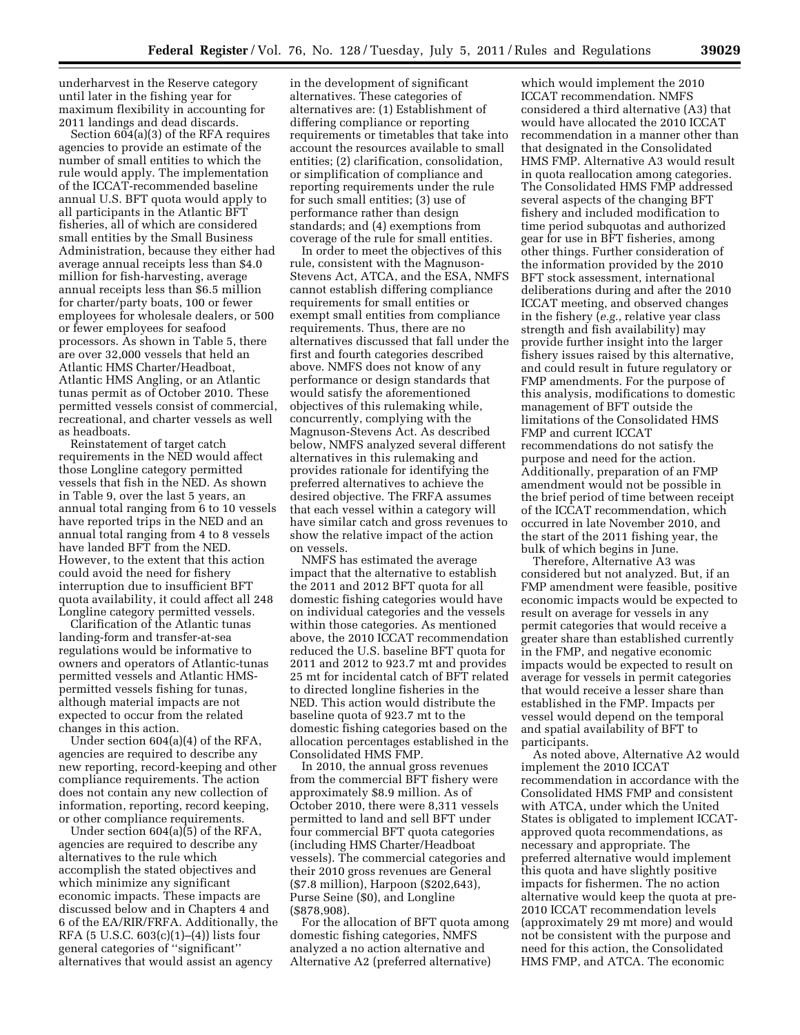underharvest in the Reserve category until later in the fishing year for maximum flexibility in accounting for 2011 landings and dead discards.

Section 604(a)(3) of the RFA requires agencies to provide an estimate of the number of small entities to which the rule would apply. The implementation of the ICCAT-recommended baseline annual U.S. BFT quota would apply to all participants in the Atlantic BFT fisheries, all of which are considered small entities by the Small Business Administration, because they either had average annual receipts less than $4.0 million for fish-harvesting, average annual receipts less than $6.5 million for charter/party boats, 100 or fewer employees for wholesale dealers, or 500 or fewer employees for seafood processors. As shown in Table 5, there are over 32,000 vessels that held an Atlantic HMS Charter/Headboat, Atlantic HMS Angling, or an Atlantic tunas permit as of October 2010. These permitted vessels consist of commercial, recreational, and charter vessels as well as headboats.

Reinstatement of target catch requirements in the NED would affect those Longline category permitted vessels that fish in the NED. As shown in Table 9, over the last 5 years, an annual total ranging from 6 to 10 vessels have reported trips in the NED and an annual total ranging from 4 to 8 vessels have landed BFT from the NED. However, to the extent that this action could avoid the need for fishery interruption due to insufficient BFT quota availability, it could affect all 248 Longline category permitted vessels.

Clarification of the Atlantic tunas landing-form and transfer-at-sea regulations would be informative to owners and operators of Atlantic-tunas permitted vessels and Atlantic HMS-permitted vessels fishing for tunas, although material impacts are not expected to occur from the related changes in this action.

Under section 604(a)(4) of the RFA, agencies are required to describe any new reporting, record-keeping and other compliance requirements. The action does not contain any new collection of information, reporting, record keeping, or other compliance requirements.

Under section 604(a)(5) of the RFA, agencies are required to describe any alternatives to the rule which accomplish the stated objectives and which minimize any significant economic impacts. These impacts are discussed below and in Chapters 4 and 6 of the EA/RIR/FRFA. Additionally, the RFA (5 U.S.C. 603(c)(1)–(4)) lists four general categories of "significant" alternatives that would assist an agency in the development of significant alternatives. These categories of alternatives are: (1) Establishment of differing compliance or reporting requirements or timetables that take into account the resources available to small entities; (2) clarification, consolidation, or simplification of compliance and reporting requirements under the rule for such small entities; (3) use of performance rather than design standards; and (4) exemptions from coverage of the rule for small entities.

In order to meet the objectives of this rule, consistent with the Magnuson-Stevens Act, ATCA, and the ESA, NMFS cannot establish differing compliance requirements for small entities or exempt small entities from compliance requirements. Thus, there are no alternatives discussed that fall under the first and fourth categories described above. NMFS does not know of any performance or design standards that would satisfy the aforementioned objectives of this rulemaking while, concurrently, complying with the Magnuson-Stevens Act. As described below, NMFS analyzed several different alternatives in this rulemaking and provides rationale for identifying the preferred alternatives to achieve the desired objective. The FRFA assumes that each vessel within a category will have similar catch and gross revenues to show the relative impact of the action on vessels.

NMFS has estimated the average impact that the alternative to establish the 2011 and 2012 BFT quota for all domestic fishing categories would have on individual categories and the vessels within those categories. As mentioned above, the 2010 ICCAT recommendation reduced the U.S. baseline BFT quota for 2011 and 2012 to 923.7 mt and provides 25 mt for incidental catch of BFT related to directed longline fisheries in the NED. This action would distribute the baseline quota of 923.7 mt to the domestic fishing categories based on the allocation percentages established in the Consolidated HMS FMP.

In 2010, the annual gross revenues from the commercial BFT fishery were approximately $8.9 million. As of October 2010, there were 8,311 vessels permitted to land and sell BFT under four commercial BFT quota categories (including HMS Charter/Headboat vessels). The commercial categories and their 2010 gross revenues are General ($7.8 million), Harpoon ($202,643), Purse Seine ($0), and Longline ($878,908).

For the allocation of BFT quota among domestic fishing categories, NMFS analyzed a no action alternative and Alternative A2 (preferred alternative) which would implement the 2010 ICCAT recommendation. NMFS considered a third alternative (A3) that would have allocated the 2010 ICCAT recommendation in a manner other than that designated in the Consolidated HMS FMP. Alternative A3 would result in quota reallocation among categories. The Consolidated HMS FMP addressed several aspects of the changing BFT fishery and included modification to time period subquotas and authorized gear for use in BFT fisheries, among other things. Further consideration of the information provided by the 2010 BFT stock assessment, international deliberations during and after the 2010 ICCAT meeting, and observed changes in the fishery (*e.g.,* relative year class strength and fish availability) may provide further insight into the larger fishery issues raised by this alternative, and could result in future regulatory or FMP amendments. For the purpose of this analysis, modifications to domestic management of BFT outside the limitations of the Consolidated HMS FMP and current ICCAT recommendations do not satisfy the purpose and need for the action. Additionally, preparation of an FMP amendment would not be possible in the brief period of time between receipt of the ICCAT recommendation, which occurred in late November 2010, and the start of the 2011 fishing year, the bulk of which begins in June.

Therefore, Alternative A3 was considered but not analyzed. But, if an FMP amendment were feasible, positive economic impacts would be expected to result on average for vessels in any permit categories that would receive a greater share than established currently in the FMP, and negative economic impacts would be expected to result on average for vessels in permit categories that would receive a lesser share than established in the FMP. Impacts per vessel would depend on the temporal and spatial availability of BFT to participants.

As noted above, Alternative A2 would implement the 2010 ICCAT recommendation in accordance with the Consolidated HMS FMP and consistent with ATCA, under which the United States is obligated to implement ICCAT-approved quota recommendations, as necessary and appropriate. The preferred alternative would implement this quota and have slightly positive impacts for fishermen. The no action alternative would keep the quota at pre-2010 ICCAT recommendation levels (approximately 29 mt more) and would not be consistent with the purpose and need for this action, the Consolidated HMS FMP, and ATCA. The economic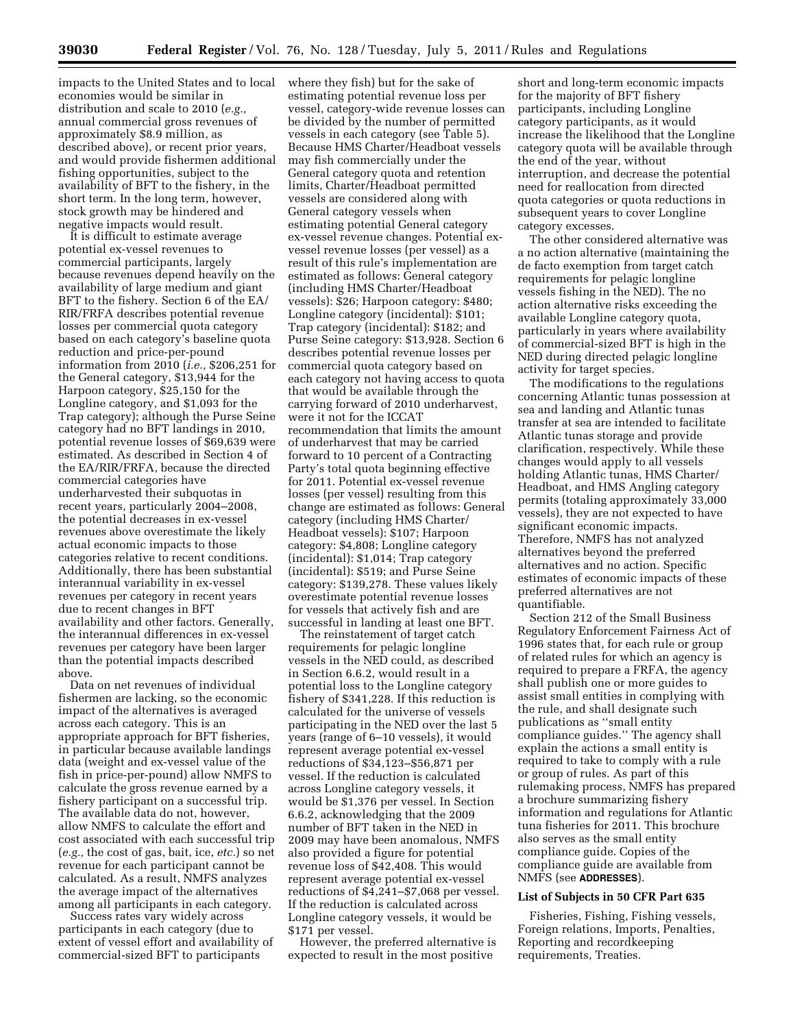impacts to the United States and to local economies would be similar in distribution and scale to 2010 (*e.g.,* annual commercial gross revenues of approximately $8.9 million, as described above), or recent prior years, and would provide fishermen additional fishing opportunities, subject to the availability of BFT to the fishery, in the short term. In the long term, however, stock growth may be hindered and negative impacts would result.

It is difficult to estimate average potential ex-vessel revenues to commercial participants, largely because revenues depend heavily on the availability of large medium and giant BFT to the fishery. Section 6 of the EA/RIR/FRFA describes potential revenue losses per commercial quota category based on each category's baseline quota reduction and price-per-pound information from 2010 (*i.e.,* $206,251 for the General category, $13,944 for the Harpoon category, $25,150 for the Longline category, and $1,093 for the Trap category); although the Purse Seine category had no BFT landings in 2010, potential revenue losses of $69,639 were estimated. As described in Section 4 of the EA/RIR/FRFA, because the directed commercial categories have underharvested their subquotas in recent years, particularly 2004–2008, the potential decreases in ex-vessel revenues above overestimate the likely actual economic impacts to those categories relative to recent conditions. Additionally, there has been substantial interannual variability in ex-vessel revenues per category in recent years due to recent changes in BFT availability and other factors. Generally, the interannual differences in ex-vessel revenues per category have been larger than the potential impacts described above.

Data on net revenues of individual fishermen are lacking, so the economic impact of the alternatives is averaged across each category. This is an appropriate approach for BFT fisheries, in particular because available landings data (weight and ex-vessel value of the fish in price-per-pound) allow NMFS to calculate the gross revenue earned by a fishery participant on a successful trip. The available data do not, however, allow NMFS to calculate the effort and cost associated with each successful trip (*e.g.,* the cost of gas, bait, ice, *etc.*) so net revenue for each participant cannot be calculated. As a result, NMFS analyzes the average impact of the alternatives among all participants in each category.

Success rates vary widely across participants in each category (due to extent of vessel effort and availability of commercial-sized BFT to participants where they fish) but for the sake of estimating potential revenue loss per vessel, category-wide revenue losses can be divided by the number of permitted vessels in each category (see Table 5). Because HMS Charter/Headboat vessels may fish commercially under the General category quota and retention limits, Charter/Headboat permitted vessels are considered along with General category vessels when estimating potential General category ex-vessel revenue changes. Potential ex-vessel revenue losses (per vessel) as a result of this rule's implementation are estimated as follows: General category (including HMS Charter/Headboat vessels): $26; Harpoon category: $480; Longline category (incidental): $101; Trap category (incidental): $182; and Purse Seine category: $13,928. Section 6 describes potential revenue losses per commercial quota category based on each category not having access to quota that would be available through the carrying forward of 2010 underharvest, were it not for the ICCAT recommendation that limits the amount of underharvest that may be carried forward to 10 percent of a Contracting Party's total quota beginning effective for 2011. Potential ex-vessel revenue losses (per vessel) resulting from this change are estimated as follows: General category (including HMS Charter/Headboat vessels): $107; Harpoon category: $4,808; Longline category (incidental): $1,014; Trap category (incidental): $519; and Purse Seine category: $139,278. These values likely overestimate potential revenue losses for vessels that actively fish and are successful in landing at least one BFT.

The reinstatement of target catch requirements for pelagic longline vessels in the NED could, as described in Section 6.6.2, would result in a potential loss to the Longline category fishery of $341,228. If this reduction is calculated for the universe of vessels participating in the NED over the last 5 years (range of 6–10 vessels), it would represent average potential ex-vessel reductions of $34,123–$56,871 per vessel. If the reduction is calculated across Longline category vessels, it would be $1,376 per vessel. In Section 6.6.2, acknowledging that the 2009 number of BFT taken in the NED in 2009 may have been anomalous, NMFS also provided a figure for potential revenue loss of $42,408. This would represent average potential ex-vessel reductions of $4,241–$7,068 per vessel. If the reduction is calculated across Longline category vessels, it would be $171 per vessel.

However, the preferred alternative is expected to result in the most positive short and long-term economic impacts for the majority of BFT fishery participants, including Longline category participants, as it would increase the likelihood that the Longline category quota will be available through the end of the year, without interruption, and decrease the potential need for reallocation from directed quota categories or quota reductions in subsequent years to cover Longline category excesses.

The other considered alternative was a no action alternative (maintaining the de facto exemption from target catch requirements for pelagic longline vessels fishing in the NED). The no action alternative risks exceeding the available Longline category quota, particularly in years where availability of commercial-sized BFT is high in the NED during directed pelagic longline activity for target species.

The modifications to the regulations concerning Atlantic tunas possession at sea and landing and Atlantic tunas transfer at sea are intended to facilitate Atlantic tunas storage and provide clarification, respectively. While these changes would apply to all vessels holding Atlantic tunas, HMS Charter/Headboat, and HMS Angling category permits (totaling approximately 33,000 vessels), they are not expected to have significant economic impacts. Therefore, NMFS has not analyzed alternatives beyond the preferred alternatives and no action. Specific estimates of economic impacts of these preferred alternatives are not quantifiable.

Section 212 of the Small Business Regulatory Enforcement Fairness Act of 1996 states that, for each rule or group of related rules for which an agency is required to prepare a FRFA, the agency shall publish one or more guides to assist small entities in complying with the rule, and shall designate such publications as ''small entity compliance guides.'' The agency shall explain the actions a small entity is required to take to comply with a rule or group of rules. As part of this rulemaking process, NMFS has prepared a brochure summarizing fishery information and regulations for Atlantic tuna fisheries for 2011. This brochure also serves as the small entity compliance guide. Copies of the compliance guide are available from NMFS (see **ADDRESSES**).

### List of Subjects in 50 CFR Part 635

Fisheries, Fishing, Fishing vessels, Foreign relations, Imports, Penalties, Reporting and recordkeeping requirements, Treaties.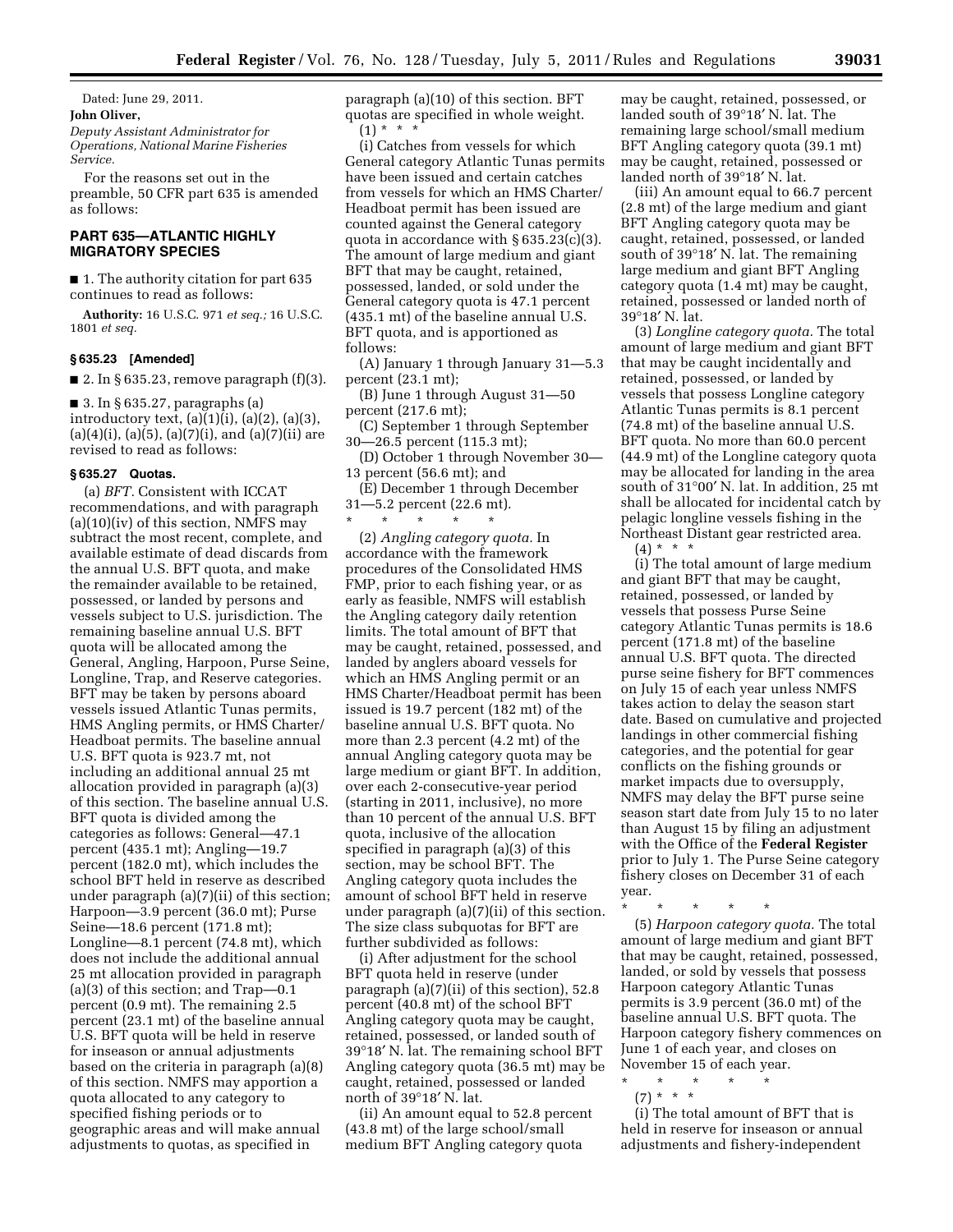Dated: June 29, 2011.

**John Oliver,**

*Deputy Assistant Administrator for Operations, National Marine Fisheries Service.*

For the reasons set out in the preamble, 50 CFR part 635 is amended as follows:

## PART 635—ATLANTIC HIGHLY MIGRATORY SPECIES

■ 1. The authority citation for part 635 continues to read as follows:

**Authority:** 16 U.S.C. 971 *et seq.;* 16 U.S.C. 1801 *et seq.*

### § 635.23 [Amended]

■ 2. In § 635.23, remove paragraph (f)(3).

■ 3. In § 635.27, paragraphs (a) introductory text, (a)(1)(i), (a)(2), (a)(3), (a)(4)(i), (a)(5), (a)(7)(i), and (a)(7)(ii) are revised to read as follows:

### § 635.27 Quotas.

(a) *BFT.* Consistent with ICCAT recommendations, and with paragraph (a)(10)(iv) of this section, NMFS may subtract the most recent, complete, and available estimate of dead discards from the annual U.S. BFT quota, and make the remainder available to be retained, possessed, or landed by persons and vessels subject to U.S. jurisdiction. The remaining baseline annual U.S. BFT quota will be allocated among the General, Angling, Harpoon, Purse Seine, Longline, Trap, and Reserve categories. BFT may be taken by persons aboard vessels issued Atlantic Tunas permits, HMS Angling permits, or HMS Charter/Headboat permits. The baseline annual U.S. BFT quota is 923.7 mt, not including an additional annual 25 mt allocation provided in paragraph (a)(3) of this section. The baseline annual U.S. BFT quota is divided among the categories as follows: General—47.1 percent (435.1 mt); Angling—19.7 percent (182.0 mt), which includes the school BFT held in reserve as described under paragraph (a)(7)(ii) of this section; Harpoon—3.9 percent (36.0 mt); Purse Seine—18.6 percent (171.8 mt); Longline—8.1 percent (74.8 mt), which does not include the additional annual 25 mt allocation provided in paragraph (a)(3) of this section; and Trap—0.1 percent (0.9 mt). The remaining 2.5 percent (23.1 mt) of the baseline annual U.S. BFT quota will be held in reserve for inseason or annual adjustments based on the criteria in paragraph (a)(8) of this section. NMFS may apportion a quota allocated to any category to specified fishing periods or to geographic areas and will make annual adjustments to quotas, as specified in paragraph (a)(10) of this section. BFT quotas are specified in whole weight.

(1) * * *

(i) Catches from vessels for which General category Atlantic Tunas permits have been issued and certain catches from vessels for which an HMS Charter/Headboat permit has been issued are counted against the General category quota in accordance with § 635.23(c)(3). The amount of large medium and giant BFT that may be caught, retained, possessed, landed, or sold under the General category quota is 47.1 percent (435.1 mt) of the baseline annual U.S. BFT quota, and is apportioned as follows:

(A) January 1 through January 31—5.3 percent (23.1 mt);

(B) June 1 through August 31—50 percent (217.6 mt);

(C) September 1 through September 30—26.5 percent (115.3 mt);

(D) October 1 through November 30—13 percent (56.6 mt); and

(E) December 1 through December 31—5.2 percent (22.6 mt).

\* \* \* \* \*

(2) *Angling category quota.* In accordance with the framework procedures of the Consolidated HMS FMP, prior to each fishing year, or as early as feasible, NMFS will establish the Angling category daily retention limits. The total amount of BFT that may be caught, retained, possessed, and landed by anglers aboard vessels for which an HMS Angling permit or an HMS Charter/Headboat permit has been issued is 19.7 percent (182 mt) of the baseline annual U.S. BFT quota. No more than 2.3 percent (4.2 mt) of the annual Angling category quota may be large medium or giant BFT. In addition, over each 2-consecutive-year period (starting in 2011, inclusive), no more than 10 percent of the annual U.S. BFT quota, inclusive of the allocation specified in paragraph (a)(3) of this section, may be school BFT. The Angling category quota includes the amount of school BFT held in reserve under paragraph (a)(7)(ii) of this section. The size class subquotas for BFT are further subdivided as follows:

(i) After adjustment for the school BFT quota held in reserve (under paragraph (a)(7)(ii) of this section), 52.8 percent (40.8 mt) of the school BFT Angling category quota may be caught, retained, possessed, or landed south of 39°18′ N. lat. The remaining school BFT Angling category quota (36.5 mt) may be caught, retained, possessed or landed north of 39°18′ N. lat.

(ii) An amount equal to 52.8 percent (43.8 mt) of the large school/small medium BFT Angling category quota may be caught, retained, possessed, or landed south of 39°18′ N. lat. The remaining large school/small medium BFT Angling category quota (39.1 mt) may be caught, retained, possessed or landed north of 39°18′ N. lat.

(iii) An amount equal to 66.7 percent (2.8 mt) of the large medium and giant BFT Angling category quota may be caught, retained, possessed, or landed south of 39°18′ N. lat. The remaining large medium and giant BFT Angling category quota (1.4 mt) may be caught, retained, possessed or landed north of 39°18′ N. lat.

(3) *Longline category quota.* The total amount of large medium and giant BFT that may be caught incidentally and retained, possessed, or landed by vessels that possess Longline category Atlantic Tunas permits is 8.1 percent (74.8 mt) of the baseline annual U.S. BFT quota. No more than 60.0 percent (44.9 mt) of the Longline category quota may be allocated for landing in the area south of 31°00′ N. lat. In addition, 25 mt shall be allocated for incidental catch by pelagic longline vessels fishing in the Northeast Distant gear restricted area.

(4) * * *

(i) The total amount of large medium and giant BFT that may be caught, retained, possessed, or landed by vessels that possess Purse Seine category Atlantic Tunas permits is 18.6 percent (171.8 mt) of the baseline annual U.S. BFT quota. The directed purse seine fishery for BFT commences on July 15 of each year unless NMFS takes action to delay the season start date. Based on cumulative and projected landings in other commercial fishing categories, and the potential for gear conflicts on the fishing grounds or market impacts due to oversupply, NMFS may delay the BFT purse seine season start date from July 15 to no later than August 15 by filing an adjustment with the Office of the **Federal Register** prior to July 1. The Purse Seine category fishery closes on December 31 of each year.

\* \* \* \* \*

(5) *Harpoon category quota.* The total amount of large medium and giant BFT that may be caught, retained, possessed, landed, or sold by vessels that possess Harpoon category Atlantic Tunas permits is 3.9 percent (36.0 mt) of the baseline annual U.S. BFT quota. The Harpoon category fishery commences on June 1 of each year, and closes on November 15 of each year.

\* \* \* \* \*

(7) * * *

(i) The total amount of BFT that is held in reserve for inseason or annual adjustments and fishery-independent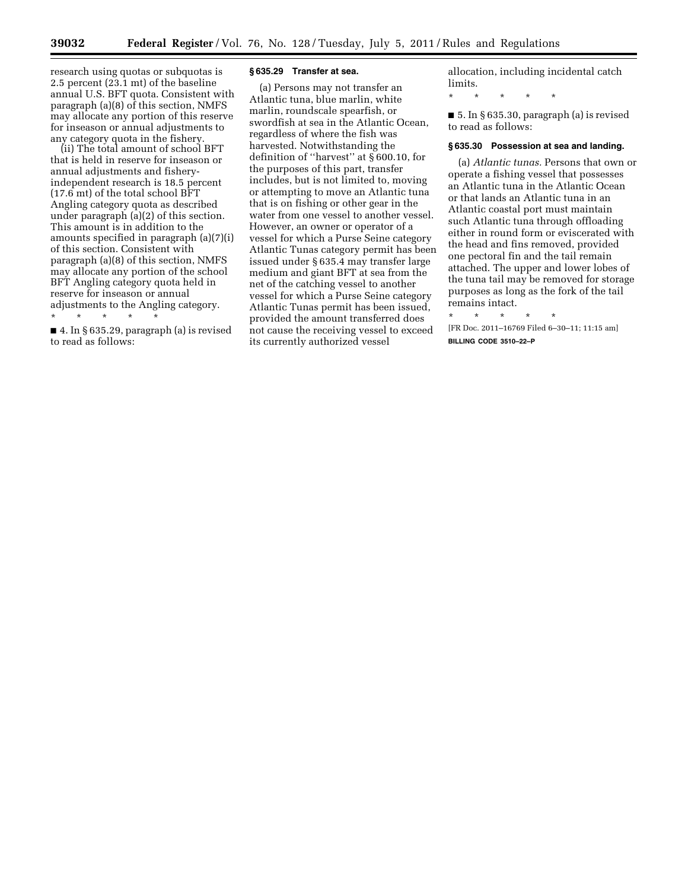research using quotas or subquotas is 2.5 percent (23.1 mt) of the baseline annual U.S. BFT quota. Consistent with paragraph (a)(8) of this section, NMFS may allocate any portion of this reserve for inseason or annual adjustments to any category quota in the fishery.

(ii) The total amount of school BFT that is held in reserve for inseason or annual adjustments and fishery-independent research is 18.5 percent (17.6 mt) of the total school BFT Angling category quota as described under paragraph (a)(2) of this section. This amount is in addition to the amounts specified in paragraph (a)(7)(i) of this section. Consistent with paragraph (a)(8) of this section, NMFS may allocate any portion of the school BFT Angling category quota held in reserve for inseason or annual adjustments to the Angling category.

\* \* \* \* \*

■ 4. In § 635.29, paragraph (a) is revised to read as follows:

#### § 635.29 Transfer at sea.

(a) Persons may not transfer an Atlantic tuna, blue marlin, white marlin, roundscale spearfish, or swordfish at sea in the Atlantic Ocean, regardless of where the fish was harvested. Notwithstanding the definition of "harvest" at § 600.10, for the purposes of this part, transfer includes, but is not limited to, moving or attempting to move an Atlantic tuna that is on fishing or other gear in the water from one vessel to another vessel. However, an owner or operator of a vessel for which a Purse Seine category Atlantic Tunas category permit has been issued under § 635.4 may transfer large medium and giant BFT at sea from the net of the catching vessel to another vessel for which a Purse Seine category Atlantic Tunas permit has been issued, provided the amount transferred does not cause the receiving vessel to exceed its currently authorized vessel allocation, including incidental catch limits.

\* \* \* \* \*

■ 5. In § 635.30, paragraph (a) is revised to read as follows:

#### § 635.30 Possession at sea and landing.

(a) *Atlantic tunas.* Persons that own or operate a fishing vessel that possesses an Atlantic tuna in the Atlantic Ocean or that lands an Atlantic tuna in an Atlantic coastal port must maintain such Atlantic tuna through offloading either in round form or eviscerated with the head and fins removed, provided one pectoral fin and the tail remain attached. The upper and lower lobes of the tuna tail may be removed for storage purposes as long as the fork of the tail remains intact.

\* \* \* \* \*

[FR Doc. 2011–16769 Filed 6–30–11; 11:15 am]

**BILLING CODE 3510–22–P**